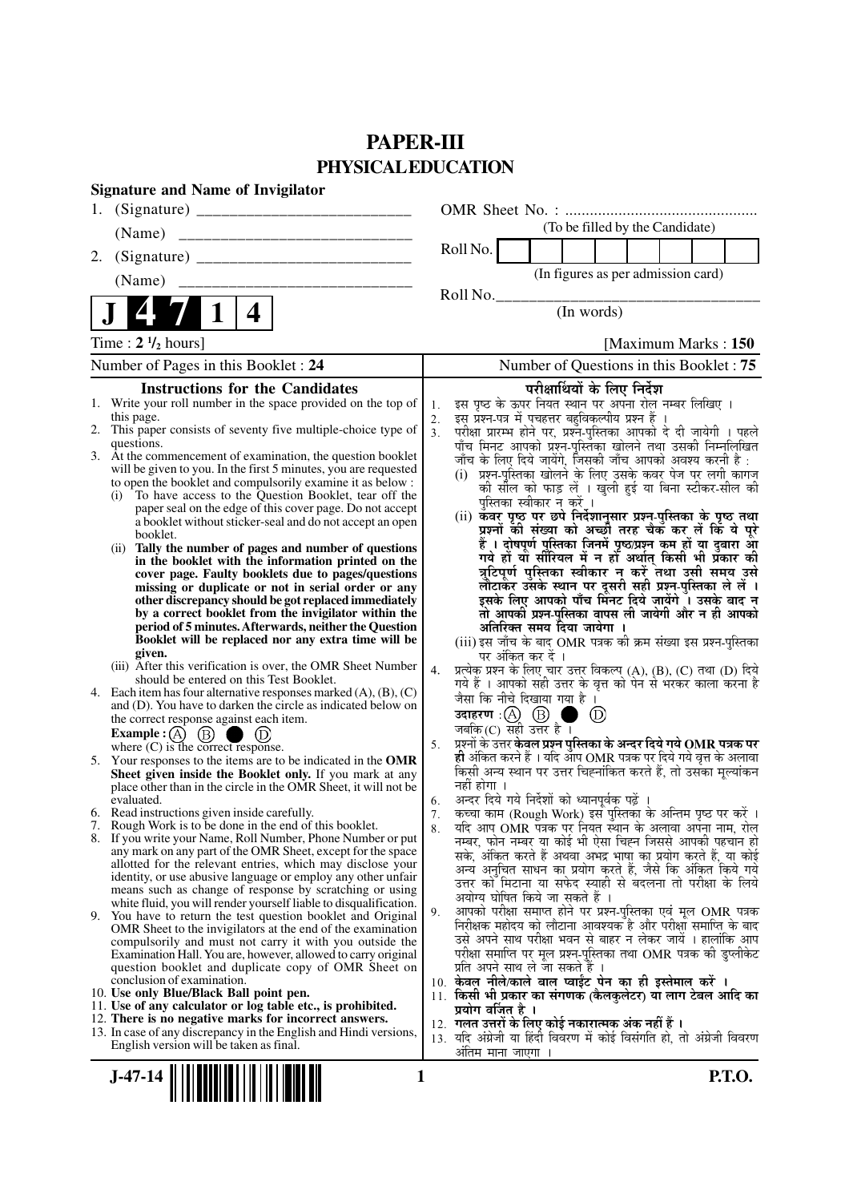# PAPER-III
## PHYSICAL EDUCATION

**Signature and Name of Invigilator**

1. (Signature) __________________________

   (Name) ____________________________

2. (Signature) __________________________

   (Name) ____________________________

**J 4 7 1 4**

OMR Sheet No. : ...............................................

(To be filled by the Candidate)

Roll No. [ | | | | | | | ]

(In figures as per admission card)

Roll No.________________________________

(In words)

Time : **2 ½ hours**] [Maximum Marks : **150**

Number of Pages in this Booklet : 24 | Number of Questions in this Booklet : 75

### Instructions for the Candidates

1. Write your roll number in the space provided on the top of this page.
2. This paper consists of seventy five multiple-choice type of questions.
3. At the commencement of examination, the question booklet will be given to you. In the first 5 minutes, you are requested to open the booklet and compulsorily examine it as below :
   (i) To have access to the Question Booklet, tear off the paper seal on the edge of this cover page. Do not accept a booklet without sticker-seal and do not accept an open booklet.
   (ii) **Tally the number of pages and number of questions in the booklet with the information printed on the cover page. Faulty booklets due to pages/questions missing or duplicate or not in serial order or any other discrepancy should be got replaced immediately by a correct booklet from the invigilator within the period of 5 minutes. Afterwards, neither the Question Booklet will be replaced nor any extra time will be given.**
   (iii) After this verification is over, the OMR Sheet Number should be entered on this Test Booklet.
4. Each item has four alternative responses marked (A), (B), (C) and (D). You have to darken the circle as indicated below on the correct response against each item.
   **Example :** (A) (B) ● (D)
   where (C) is the correct response.
5. Your responses to the items are to be indicated in the **OMR Sheet given inside the Booklet only.** If you mark at any place other than in the circle in the OMR Sheet, it will not be evaluated.
6. Read instructions given inside carefully.
7. Rough Work is to be done in the end of this booklet.
8. If you write your Name, Roll Number, Phone Number or put any mark on any part of the OMR Sheet, except for the space allotted for the relevant entries, which may disclose your identity, or use abusive language or employ any other unfair means such as change of response by scratching or using white fluid, you will render yourself liable to disqualification.
9. You have to return the test question booklet and Original OMR Sheet to the invigilators at the end of the examination compulsorily and must not carry it with you outside the Examination Hall. You are, however, allowed to carry original question booklet and duplicate copy of OMR Sheet on conclusion of examination.
10. **Use only Blue/Black Ball point pen.**
11. **Use of any calculator or log table etc., is prohibited.**
12. **There is no negative marks for incorrect answers.**
13. In case of any discrepancy in the English and Hindi versions, English version will be taken as final.

### परीक्षार्थियों के लिए निर्देश

1. इस पृष्ठ के ऊपर नियत स्थान पर अपना रोल नम्बर लिखिए ।
2. इस प्रश्न-पत्र में पचहत्तर बहुविकल्पीय प्रश्न हैं ।
3. परीक्षा प्रारम्भ होने पर, प्रश्न-पुस्तिका आपको दे दी जायेगी । पहले पाँच मिनट आपको प्रश्न-पुस्तिका खोलने तथा उसकी निम्नलिखित जाँच के लिए दिये जायेंगे, जिसकी जाँच आपको अवश्य करनी है :
   (i) प्रश्न-पुस्तिका खोलने के लिए उसके कवर पेज पर लगी कागज की सील को फाड़ लें । खुली हुई या बिना स्टीकर-सील की पुस्तिका स्वीकार न करें ।
   (ii) **कवर पृष्ठ पर छपे निर्देशानुसार प्रश्न-पुस्तिका के पृष्ठ तथा प्रश्नों की संख्या को अच्छी तरह चैक कर लें कि ये पूरे हैं । दोषपूर्ण पुस्तिका जिनमें पृष्ठ/प्रश्न कम हों या दुबारा आ गये हों या सीरियल में न हों अर्थात् किसी भी प्रकार की त्रुटिपूर्ण पुस्तिका स्वीकार न करें तथा उसी समय उसे लौटाकर उसके स्थान पर दूसरी सही प्रश्न-पुस्तिका ले लें । इसके लिए आपको पाँच मिनट दिये जायेंगे । उसके बाद न तो आपकी प्रश्न-पुस्तिका वापस ली जायेगी और न ही आपको अतिरिक्त समय दिया जायेगा ।**
   (iii) इस जाँच के बाद OMR पत्रक की क्रम संख्या इस प्रश्न-पुस्तिका पर अंकित कर दें ।
4. प्रत्येक प्रश्न के लिए चार उत्तर विकल्प (A), (B), (C) तथा (D) दिये गये हैं । आपको सही उत्तर के वृत्त को पेन से भरकर काला करना है जैसा कि नीचे दिखाया गया है ।
   **उदाहरण :** (A) (B) ● (D)
   जबकि (C) सही उत्तर है ।
5. प्रश्नों के उत्तर **केवल प्रश्न पुस्तिका के अन्दर दिये गये OMR पत्रक पर ही** अंकित करने हैं । यदि आप OMR पत्रक पर दिये गये वृत्त के अलावा किसी अन्य स्थान पर उत्तर चिह्नांकित करते हैं, तो उसका मूल्यांकन नहीं होगा ।
6. अन्दर दिये गये निर्देशों को ध्यानपूर्वक पढ़ें ।
7. कच्चा काम (Rough Work) इस पुस्तिका के अन्तिम पृष्ठ पर करें ।
8. यदि आप OMR पत्रक पर नियत स्थान के अलावा अपना नाम, रोल नम्बर, फोन नम्बर या कोई भी ऐसा चिह्न जिससे आपकी पहचान हो सके, अंकित करते हैं अथवा अभद्र भाषा का प्रयोग करते हैं, या कोई अन्य अनुचित साधन का प्रयोग करते हैं, जैसे कि अंकित किये गये उत्तर को मिटाना या सफेद स्याही से बदलना तो परीक्षा के लिये अयोग्य घोषित किये जा सकते हैं ।
9. आपको परीक्षा समाप्त होने पर प्रश्न-पुस्तिका एवं मूल OMR पत्रक निरीक्षक महोदय को लौटाना आवश्यक है और परीक्षा समाप्ति के बाद उसे अपने साथ परीक्षा भवन से बाहर न लेकर जायें । हालांकि आप परीक्षा समाप्ति पर मूल प्रश्न-पुस्तिका तथा OMR पत्रक की डुप्लीकेट प्रति अपने साथ ले जा सकते हैं ।
10. **केवल नीले/काले बाल प्वाईंट पेन का ही इस्तेमाल करें ।**
11. **किसी भी प्रकार का संगणक (कैलकुलेटर) या लाग टेबल आदि का प्रयोग वर्जित है ।**
12. **गलत उत्तरों के लिए कोई नकारात्मक अंक नहीं हैं ।**
13. यदि अंग्रेजी या हिंदी विवरण में कोई विसंगति हो, तो अंग्रेजी विवरण अंतिम माना जाएगा ।

J-47-14 **P.T.O.**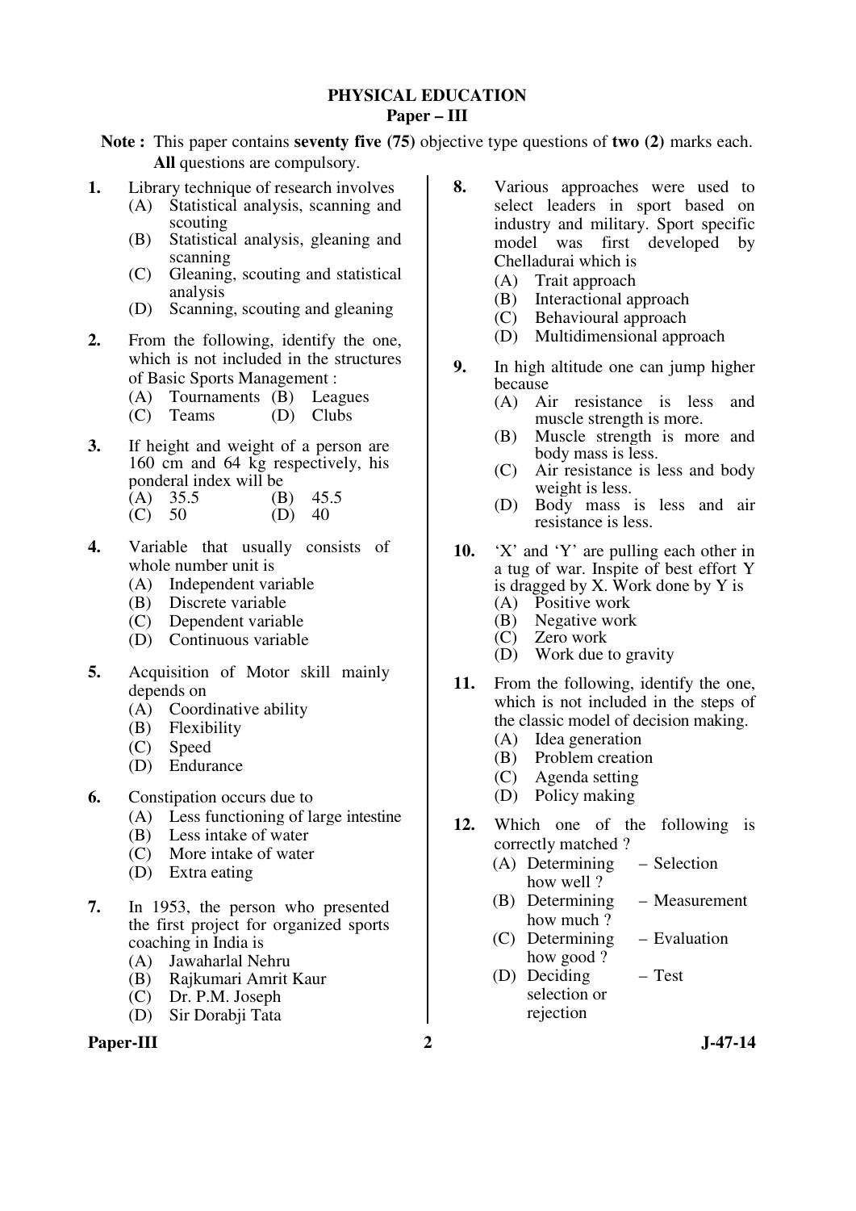# PHYSICAL EDUCATION

## Paper – III

**Note :** This paper contains **seventy five (75)** objective type questions of **two (2)** marks each. **All** questions are compulsory.

**1.** Library technique of research involves

(A) Statistical analysis, scanning and scouting
(B) Statistical analysis, gleaning and scanning
(C) Gleaning, scouting and statistical analysis
(D) Scanning, scouting and gleaning

**2.** From the following, identify the one, which is not included in the structures of Basic Sports Management :

(A) Tournaments (B) Leagues
(C) Teams (D) Clubs

**3.** If height and weight of a person are 160 cm and 64 kg respectively, his ponderal index will be

(A) 35.5 (B) 45.5
(C) 50 (D) 40

**4.** Variable that usually consists of whole number unit is

(A) Independent variable
(B) Discrete variable
(C) Dependent variable
(D) Continuous variable

**5.** Acquisition of Motor skill mainly depends on

(A) Coordinative ability
(B) Flexibility
(C) Speed
(D) Endurance

**6.** Constipation occurs due to

(A) Less functioning of large intestine
(B) Less intake of water
(C) More intake of water
(D) Extra eating

**7.** In 1953, the person who presented the first project for organized sports coaching in India is

(A) Jawaharlal Nehru
(B) Rajkumari Amrit Kaur
(C) Dr. P.M. Joseph
(D) Sir Dorabji Tata

**8.** Various approaches were used to select leaders in sport based on industry and military. Sport specific model was first developed by Chelladurai which is

(A) Trait approach
(B) Interactional approach
(C) Behavioural approach
(D) Multidimensional approach

**9.** In high altitude one can jump higher because

(A) Air resistance is less and muscle strength is more.
(B) Muscle strength is more and body mass is less.
(C) Air resistance is less and body weight is less.
(D) Body mass is less and air resistance is less.

**10.** 'X' and 'Y' are pulling each other in a tug of war. Inspite of best effort Y is dragged by X. Work done by Y is

(A) Positive work
(B) Negative work
(C) Zero work
(D) Work due to gravity

**11.** From the following, identify the one, which is not included in the steps of the classic model of decision making.

(A) Idea generation
(B) Problem creation
(C) Agenda setting
(D) Policy making

**12.** Which one of the following is correctly matched ?

(A) Determining how well ? – Selection
(B) Determining how much ? – Measurement
(C) Determining how good ? – Evaluation
(D) Deciding selection or rejection – Test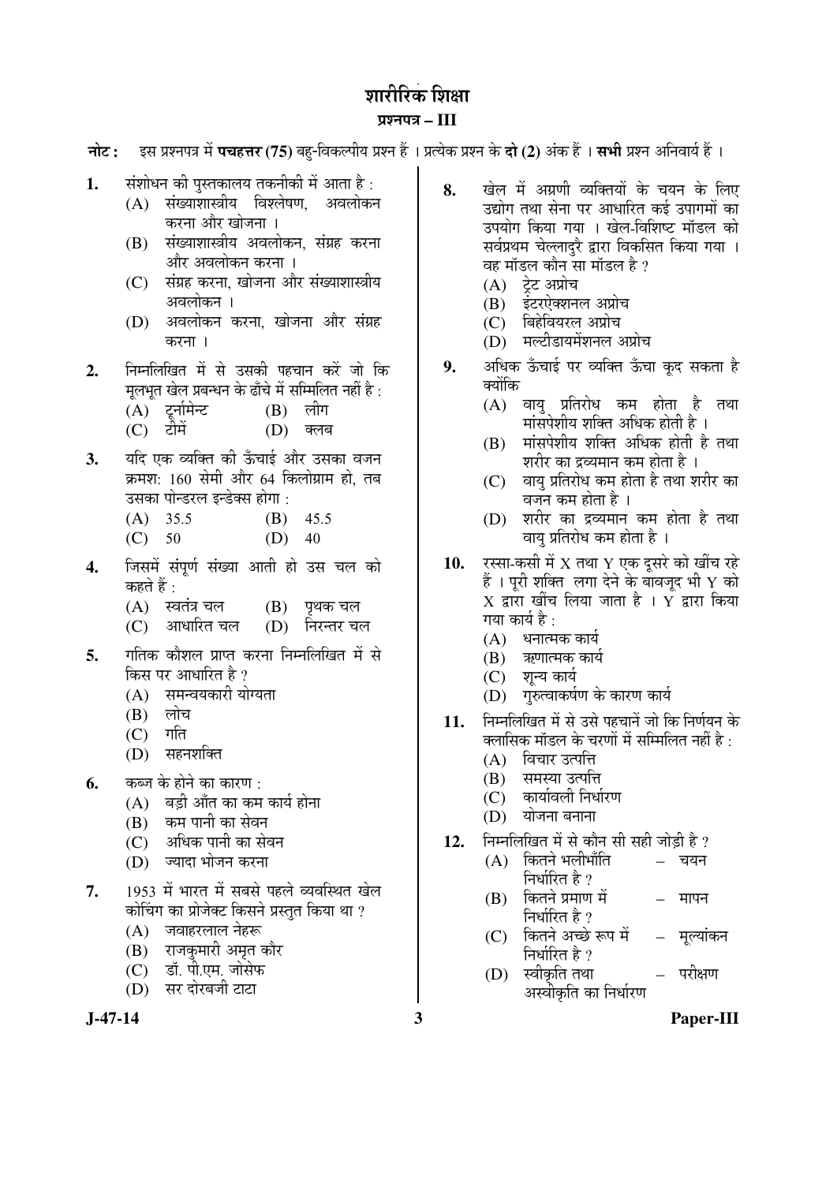# शारीरिक शिक्षा

## प्रश्नपत्र – III

**नोट :** इस प्रश्नपत्र में **पचहत्तर (75)** बहु-विकल्पीय प्रश्न हैं । प्रत्येक प्रश्न के **दो (2)** अंक हैं । **सभी** प्रश्न अनिवार्य हैं ।

**1.** संशोधन की पुस्तकालय तकनीकी में आता है :
- (A) संख्याशास्त्रीय विश्लेषण, अवलोकन करना और खोजना ।
- (B) संख्याशास्त्रीय अवलोकन, संग्रह करना और अवलोकन करना ।
- (C) संग्रह करना, खोजना और संख्याशास्त्रीय अवलोकन ।
- (D) अवलोकन करना, खोजना और संग्रह करना ।

**2.** निम्नलिखित में से उसकी पहचान करें जो कि मूलभूत खेल प्रबन्धन के ढाँचे में सम्मिलित नहीं है :
- (A) टूर्नामेन्ट
- (B) लीग
- (C) टीमें
- (D) क्लब

**3.** यदि एक व्यक्ति की ऊँचाई और उसका वजन क्रमश: 160 सेमी और 64 किलोग्राम हो, तब उसका पोन्डरल इन्डेक्स होगा :
- (A) 35.5
- (B) 45.5
- (C) 50
- (D) 40

**4.** जिसमें संपूर्ण संख्या आती हो उस चल को कहते हैं :
- (A) स्वतंत्र चल
- (B) पृथक चल
- (C) आधारित चल
- (D) निरन्तर चल

**5.** गतिक कौशल प्राप्त करना निम्नलिखित में से किस पर आधारित है ?
- (A) समन्वयकारी योग्यता
- (B) लोच
- (C) गति
- (D) सहनशक्ति

**6.** कब्ज के होने का कारण :
- (A) बड़ी आँत का कम कार्य होना
- (B) कम पानी का सेवन
- (C) अधिक पानी का सेवन
- (D) ज्यादा भोजन करना

**7.** 1953 में भारत में सबसे पहले व्यवस्थित खेल कोचिंग का प्रोजेक्ट किसने प्रस्तुत किया था ?
- (A) जवाहरलाल नेहरू
- (B) राजकुमारी अमृत कौर
- (C) डॉ. पी.एम. जोसेफ
- (D) सर दोरबजी टाटा

**8.** खेल में अग्रणी व्यक्तियों के चयन के लिए उद्योग तथा सेना पर आधारित कई उपागमों का उपयोग किया गया । खेल-विशिष्ट मॉडल को सर्वप्रथम चेल्लादुरै द्वारा विकसित किया गया । वह मॉडल कौन सा मॉडल है ?
- (A) ट्रेट अप्रोच
- (B) इंटरऐक्शनल अप्रोच
- (C) बिहेवियरल अप्रोच
- (D) मल्टीडायमेंशनल अप्रोच

**9.** अधिक ऊँचाई पर व्यक्ति ऊँचा कूद सकता है क्योंकि
- (A) वायु प्रतिरोध कम होता है तथा मांसपेशीय शक्ति अधिक होती है ।
- (B) मांसपेशीय शक्ति अधिक होती है तथा शरीर का द्रव्यमान कम होता है ।
- (C) वायु प्रतिरोध कम होता है तथा शरीर का वजन कम होता है ।
- (D) शरीर का द्रव्यमान कम होता है तथा वायु प्रतिरोध कम होता है ।

**10.** रस्सा-कसी में X तथा Y एक दूसरे को खींच रहे हैं । पूरी शक्ति लगा देने के बावजूद भी Y को X द्वारा खींच लिया जाता है । Y द्वारा किया गया कार्य है :
- (A) धनात्मक कार्य
- (B) ऋणात्मक कार्य
- (C) शून्य कार्य
- (D) गुरुत्वाकर्षण के कारण कार्य

**11.** निम्नलिखित में से उसे पहचानें जो कि निर्णयन के क्लासिक मॉडल के चरणों में सम्मिलित नहीं है :
- (A) विचार उत्पत्ति
- (B) समस्या उत्पत्ति
- (C) कार्यावली निर्धारण
- (D) योजना बनाना

**12.** निम्नलिखित में से कौन सी सही जोड़ी है ?
- (A) कितने भलीभाँति निर्धारित है ? – चयन
- (B) कितने प्रमाण में निर्धारित है ? – मापन
- (C) कितने अच्छे रूप में निर्धारित है ? – मूल्यांकन
- (D) स्वीकृति तथा अस्वीकृति का निर्धारण – परीक्षण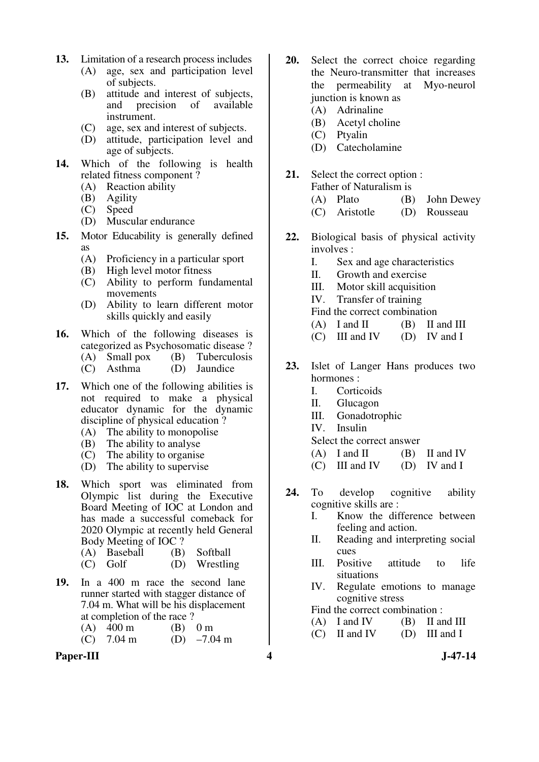13. Limitation of a research process includes
    (A) age, sex and participation level of subjects.
    (B) attitude and interest of subjects, and precision of available instrument.
    (C) age, sex and interest of subjects.
    (D) attitude, participation level and age of subjects.

14. Which of the following is health related fitness component ?
    (A) Reaction ability
    (B) Agility
    (C) Speed
    (D) Muscular endurance

15. Motor Educability is generally defined as
    (A) Proficiency in a particular sport
    (B) High level motor fitness
    (C) Ability to perform fundamental movements
    (D) Ability to learn different motor skills quickly and easily

16. Which of the following diseases is categorized as Psychosomatic disease ?
    (A) Small pox (B) Tuberculosis
    (C) Asthma (D) Jaundice

17. Which one of the following abilities is not required to make a physical educator dynamic for the dynamic discipline of physical education ?
    (A) The ability to monopolise
    (B) The ability to analyse
    (C) The ability to organise
    (D) The ability to supervise

18. Which sport was eliminated from Olympic list during the Executive Board Meeting of IOC at London and has made a successful comeback for 2020 Olympic at recently held General Body Meeting of IOC ?
    (A) Baseball (B) Softball
    (C) Golf (D) Wrestling

19. In a 400 m race the second lane runner started with stagger distance of 7.04 m. What will be his displacement at completion of the race ?
    (A) 400 m (B) 0 m
    (C) 7.04 m (D) –7.04 m

20. Select the correct choice regarding the Neuro-transmitter that increases the permeability at Myo-neurol junction is known as
    (A) Adrinaline
    (B) Acetyl choline
    (C) Ptyalin
    (D) Catecholamine

21. Select the correct option :
    Father of Naturalism is
    (A) Plato (B) John Dewey
    (C) Aristotle (D) Rousseau

22. Biological basis of physical activity involves :
    I. Sex and age characteristics
    II. Growth and exercise
    III. Motor skill acquisition
    IV. Transfer of training
    
    Find the correct combination
    (A) I and II (B) II and III
    (C) III and IV (D) IV and I

23. Islet of Langer Hans produces two hormones :
    I. Corticoids
    II. Glucagon
    III. Gonadotrophic
    IV. Insulin
    
    Select the correct answer
    (A) I and II (B) II and IV
    (C) III and IV (D) IV and I

24. To develop cognitive ability cognitive skills are :
    I. Know the difference between feeling and action.
    II. Reading and interpreting social cues
    III. Positive attitude to life situations
    IV. Regulate emotions to manage cognitive stress
    
    Find the correct combination :
    (A) I and IV (B) II and III
    (C) II and IV (D) III and I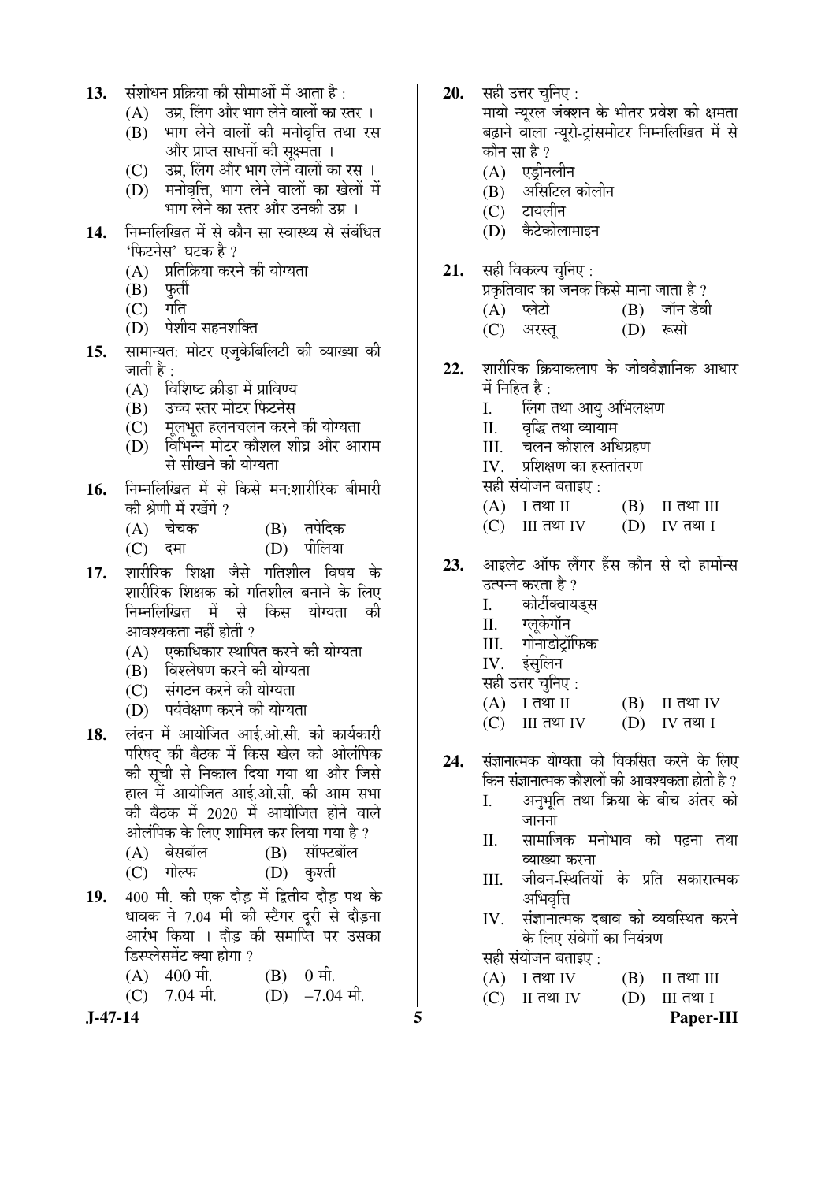**13.** संशोधन प्रक्रिया की सीमाओं में आता है :

(A) उम्र, लिंग और भाग लेने वालों का स्तर ।

(B) भाग लेने वालों की मनोवृत्ति तथा रस और प्राप्त साधनों की सूक्ष्मता ।

(C) उम्र, लिंग और भाग लेने वालों का रस ।

(D) मनोवृत्ति, भाग लेने वालों का खेलों में भाग लेने का स्तर और उनकी उम्र ।

**14.** निम्नलिखित में से कौन सा स्वास्थ्य से संबंधित 'फिटनेस' घटक है ?

(A) प्रतिक्रिया करने की योग्यता

(B) फुर्ती

(C) गति

(D) पेशीय सहनशक्ति

**15.** सामान्यत: मोटर एजुकेबिलिटी की व्याख्या की जाती है :

(A) विशिष्ट क्रीडा में प्राविण्य

(B) उच्च स्तर मोटर फिटनेस

(C) मूलभूत हलनचलन करने की योग्यता

(D) विभिन्न मोटर कौशल शीघ्र और आराम से सीखने की योग्यता

**16.** निम्नलिखित में से किसे मन:शारीरिक बीमारी की श्रेणी में रखेंगे ?

(A) चेचक (B) तपेदिक

(C) दमा (D) पीलिया

**17.** शारीरिक शिक्षा जैसे गतिशील विषय के शारीरिक शिक्षक को गतिशील बनाने के लिए निम्नलिखित में से किस योग्यता की आवश्यकता नहीं होती ?

(A) एकाधिकार स्थापित करने की योग्यता

(B) विश्लेषण करने की योग्यता

(C) संगठन करने की योग्यता

(D) पर्यवेक्षण करने की योग्यता

**18.** लंदन में आयोजित आई.ओ.सी. की कार्यकारी परिषद् की बैठक में किस खेल को ओलंपिक की सूची से निकाल दिया गया था और जिसे हाल में आयोजित आई.ओ.सी. की आम सभा की बैठक में 2020 में आयोजित होने वाले ओलंपिक के लिए शामिल कर लिया गया है ?

(A) बेसबॉल (B) सॉफ्टबॉल

(C) गोल्फ (D) कुश्ती

**19.** 400 मी. की एक दौड़ में द्वितीय दौड़ पथ के धावक ने 7.04 मी की स्टैगर दूरी से दौड़ना आरंभ किया । दौड़ की समाप्ति पर उसका डिस्प्लेसमेंट क्या होगा ?

(A) 400 मी. (B) 0 मी.

(C) 7.04 मी. (D) –7.04 मी.

**20.** सही उत्तर चुनिए :
मायो न्यूरल जंक्शन के भीतर प्रवेश की क्षमता बढ़ाने वाला न्यूरो-ट्रांसमीटर निम्नलिखित में से कौन सा है ?

(A) एड्रीनलीन

(B) असिटिल कोलीन

(C) टायलीन

(D) कैटेकोलामाइन

**21.** सही विकल्प चुनिए :
प्रकृतिवाद का जनक किसे माना जाता है ?

(A) प्लेटो (B) जॉन डेवी

(C) अरस्तू (D) रूसो

**22.** शारीरिक क्रियाकलाप के जीववैज्ञानिक आधार में निहित है :

I. लिंग तथा आयु अभिलक्षण

II. वृद्धि तथा व्यायाम

III. चलन कौशल अधिग्रहण

IV. प्रशिक्षण का हस्तांतरण

सही संयोजन बताइए :

(A) I तथा II (B) II तथा III

(C) III तथा IV (D) IV तथा I

**23.** आइलेट ऑफ लैंगर हैंस कौन से दो हार्मोन्स उत्पन्न करता है ?

I. कोर्टीक्वायड्स

II. ग्लूकेगॉन

III. गोनाडोट्रॉफिक

IV. इंसुलिन

सही उत्तर चुनिए :

(A) I तथा II (B) II तथा IV

(C) III तथा IV (D) IV तथा I

**24.** संज्ञानात्मक योग्यता को विकसित करने के लिए किन संज्ञानात्मक कौशलों की आवश्यकता होती है ?

I. अनुभूति तथा क्रिया के बीच अंतर को जानना

II. सामाजिक मनोभाव को पढ़ना तथा व्याख्या करना

III. जीवन-स्थितियों के प्रति सकारात्मक अभिवृत्ति

IV. संज्ञानात्मक दबाव को व्यवस्थित करने के लिए संवेगों का नियंत्रण

सही संयोजन बताइए :

(A) I तथा IV (B) II तथा III

(C) II तथा IV (D) III तथा I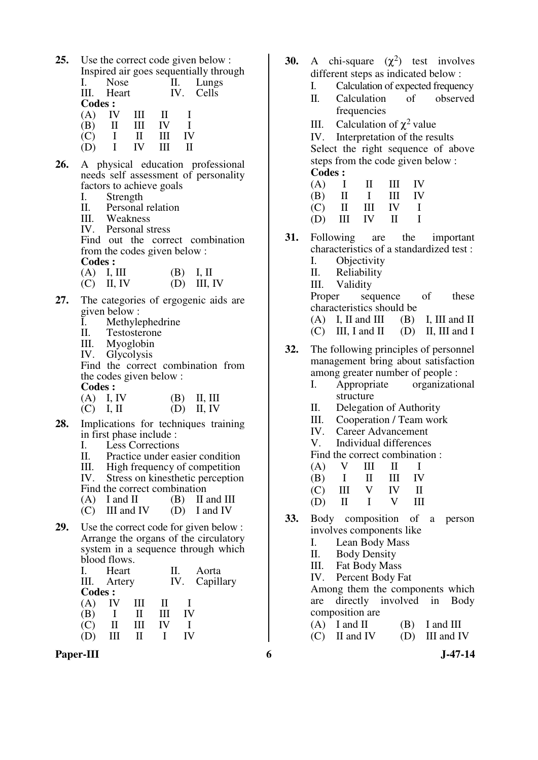**25.** Use the correct code given below :
Inspired air goes sequentially through

I. Nose II. Lungs
III. Heart IV. Cells

**Codes :**

| | | | | |
|---|---|---|---|---|
| (A) | IV | III | II | I |
| (B) | II | III | IV | I |
| (C) | I | II | III | IV |
| (D) | I | IV | III | II |

**26.** A physical education professional needs self assessment of personality factors to achieve goals

I. Strength
II. Personal relation
III. Weakness
IV. Personal stress

Find out the correct combination from the codes given below :

**Codes :**

(A) I, III (B) I, II
(C) II, IV (D) III, IV

**27.** The categories of ergogenic aids are given below :

I. Methylephedrine
II. Testosterone
III. Myoglobin
IV. Glycolysis

Find the correct combination from the codes given below :

**Codes :**

(A) I, IV (B) II, III
(C) I, II (D) II, IV

**28.** Implications for techniques training in first phase include :

I. Less Corrections
II. Practice under easier condition
III. High frequency of competition
IV. Stress on kinesthetic perception

Find the correct combination

(A) I and II (B) II and III
(C) III and IV (D) I and IV

**29.** Use the correct code for given below :
Arrange the organs of the circulatory system in a sequence through which blood flows.

I. Heart II. Aorta
III. Artery IV. Capillary

**Codes :**

| | | | | |
|---|---|---|---|---|
| (A) | IV | III | II | I |
| (B) | I | II | III | IV |
| (C) | II | III | IV | I |
| (D) | III | II | I | IV |

**30.** A chi-square ($\chi^2$) test involves different steps as indicated below :

I. Calculation of expected frequency
II. Calculation of observed frequencies
III. Calculation of $\chi^2$ value
IV. Interpretation of the results

Select the right sequence of above steps from the code given below :

**Codes :**

| | | | | |
|---|---|---|---|---|
| (A) | I | II | III | IV |
| (B) | II | I | III | IV |
| (C) | II | III | IV | I |
| (D) | III | IV | II | I |

**31.** Following are the important characteristics of a standardized test :

I. Objectivity
II. Reliability
III. Validity

Proper sequence of these characteristics should be

(A) I, II and III (B) I, III and II
(C) III, I and II (D) II, III and I

**32.** The following principles of personnel management bring about satisfaction among greater number of people :

I. Appropriate organizational structure
II. Delegation of Authority
III. Cooperation / Team work
IV. Career Advancement
V. Individual differences

Find the correct combination :

| | | | | |
|---|---|---|---|---|
| (A) | V | III | II | I |
| (B) | I | II | III | IV |
| (C) | III | V | IV | II |
| (D) | II | I | V | III |

**33.** Body composition of a person involves components like

I. Lean Body Mass
II. Body Density
III. Fat Body Mass
IV. Percent Body Fat

Among them the components which are directly involved in Body composition are

(A) I and II (B) I and III
(C) II and IV (D) III and IV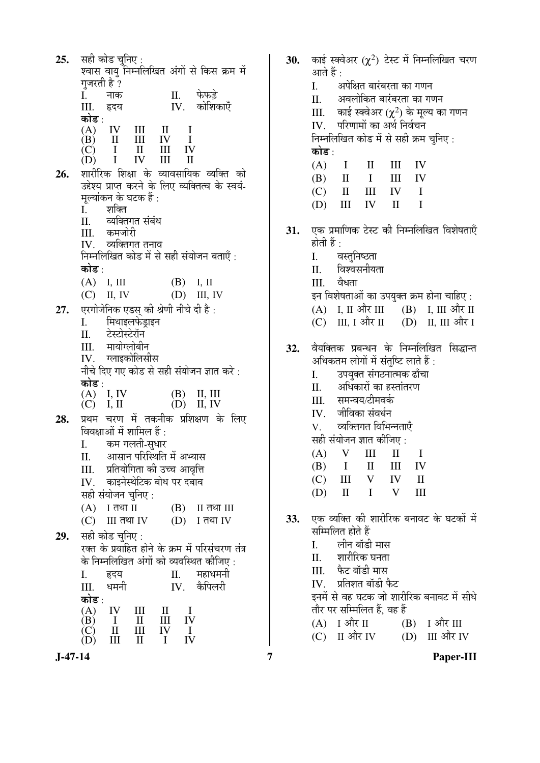25. सही कोड चुनिए :
श्वास वायु निम्नलिखित अंगों से किस क्रम में गुजरती है ?

| | | | |
|---|---|---|---|
| I. | नाक | II. | फेफड़े |
| III. | हृदय | IV. | कोशिकाएँ |

**कोड** :

| | | | | |
|---|---|---|---|---|
| (A) | IV | III | II | I |
| (B) | II | III | IV | I |
| (C) | I | II | III | IV |
| (D) | I | IV | III | II |

26. शारीरिक शिक्षा के व्यावसायिक व्यक्ति को उद्देश्य प्राप्त करने के लिए व्यक्तित्व के स्वयं-मूल्यांकन के घटक हैं :
   I. शक्ति
   II. व्यक्तिगत संबंध
   III. कमजोरी
   IV. व्यक्तिगत तनाव

   निम्नलिखित कोड में से सही संयोजन बताएँ :
   **कोड** :
   (A) I, III  (B) I, II
   (C) II, IV  (D) III, IV

27. एरगोजेनिक एड्स की श्रेणी नीचे दी है :
   I. मिथाइलफेड्राइन
   II. टेस्टोस्टेरॉन
   III. मायोग्लोबीन
   IV. ग्लाइकोलिसीस

   नीचे दिए गए कोड से सही संयोजन ज्ञात करे :
   **कोड** :
   (A) I, IV  (B) II, III
   (C) I, II  (D) II, IV

28. प्रथम चरण में तकनीक प्रशिक्षण के लिए विवक्षाओं में शामिल हैं :
   I. कम गलती-सुधार
   II. आसान परिस्थिति में अभ्यास
   III. प्रतियोगिता की उच्च आवृत्ति
   IV. काइनेस्थेटिक बोध पर दबाव

   सही संयोजन चुनिए :
   (A) I तथा II  (B) II तथा III
   (C) III तथा IV  (D) I तथा IV

29. सही कोड चुनिए :
रक्त के प्रवाहित होने के क्रम में परिसंचरण तंत्र के निम्नलिखित अंगों को व्यवस्थित कीजिए :

| | | | |
|---|---|---|---|
| I. | हृदय | II. | महाधमनी |
| III. | धमनी | IV. | कैपिलरी |

**कोड** :

| | | | | |
|---|---|---|---|---|
| (A) | IV | III | II | I |
| (B) | I | II | III | IV |
| (C) | II | III | IV | I |
| (D) | III | II | I | IV |

30. काई स्क्वेअर ($\chi^2$) टेस्ट में निम्नलिखित चरण आते हैं :
   I. अपेक्षित बारंबरता का गणन
   II. अवलोकित बारंबरता का गणन
   III. काई स्क्वेअर ($\chi^2$) के मूल्य का गणन
   IV. परिणामों का अर्थ निर्वचन

   निम्नलिखित कोड में से सही क्रम चुनिए :
   **कोड** :

| | | | | |
|---|---|---|---|---|
| (A) | I | II | III | IV |
| (B) | II | I | III | IV |
| (C) | II | III | IV | I |
| (D) | III | IV | II | I |

31. एक प्रमाणिक टेस्ट की निम्नलिखित विशेषताएँ होती हैं :
   I. वस्तुनिष्ठता
   II. विश्वसनीयता
   III. वैधता

   इन विशेषताओं का उपयुक्त क्रम होना चाहिए :
   (A) I, II और III  (B) I, III और II
   (C) III, I और II  (D) II, III और I

32. वैयक्तिक प्रबन्धन के निम्नलिखित सिद्धान्त अधिकतम लोगों में संतुष्टि लाते हैं :
   I. उपयुक्त संगठनात्मक ढाँचा
   II. अधिकारों का हस्तांतरण
   III. समन्वय/टीमवर्क
   IV. जीविका संवर्धन
   V. व्यक्तिगत विभिन्नताएँ

   सही संयोजन ज्ञात कीजिए :

| | | | | |
|---|---|---|---|---|
| (A) | V | III | II | I |
| (B) | I | II | III | IV |
| (C) | III | V | IV | II |
| (D) | II | I | V | III |

33. एक व्यक्ति की शारीरिक बनावट के घटकों में सम्मिलित होते हैं
   I. लीन बॉडी मास
   II. शारीरिक घनता
   III. फैट बॉडी मास
   IV. प्रतिशत बॉडी फैट

   इनमें से वह घटक जो शारीरिक बनावट में सीधे तौर पर सम्मिलित हैं, वह हैं
   (A) I और II  (B) I और III
   (C) II और IV  (D) III और IV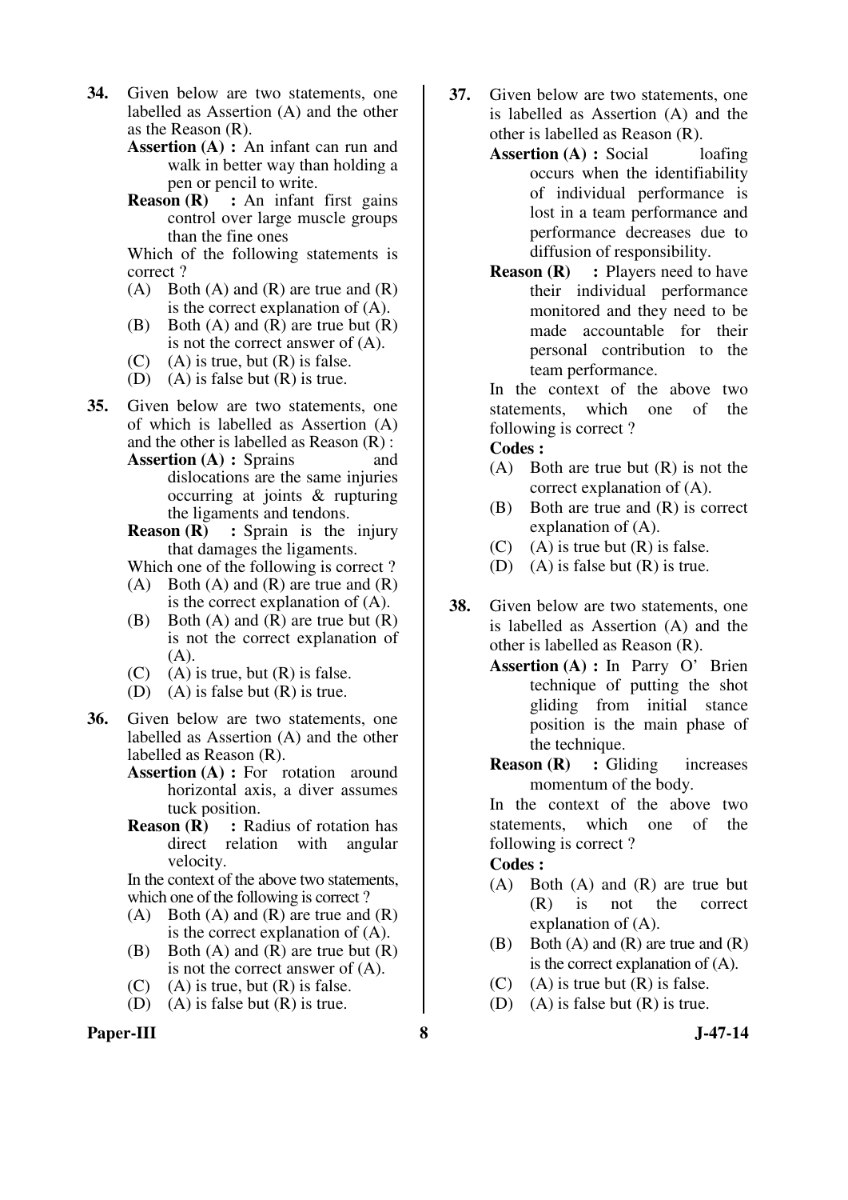**34.** Given below are two statements, one labelled as Assertion (A) and the other as the Reason (R).

**Assertion (A) :** An infant can run and walk in better way than holding a pen or pencil to write.

**Reason (R) :** An infant first gains control over large muscle groups than the fine ones

Which of the following statements is correct ?

(A) Both (A) and (R) are true and (R) is the correct explanation of (A).
(B) Both (A) and (R) are true but (R) is not the correct answer of (A).
(C) (A) is true, but (R) is false.
(D) (A) is false but (R) is true.

**35.** Given below are two statements, one of which is labelled as Assertion (A) and the other is labelled as Reason (R) :

**Assertion (A) :** Sprains and dislocations are the same injuries occurring at joints & rupturing the ligaments and tendons.

**Reason (R) :** Sprain is the injury that damages the ligaments.

Which one of the following is correct ?

(A) Both (A) and (R) are true and (R) is the correct explanation of (A).
(B) Both (A) and (R) are true but (R) is not the correct explanation of (A).
(C) (A) is true, but (R) is false.
(D) (A) is false but (R) is true.

**36.** Given below are two statements, one labelled as Assertion (A) and the other labelled as Reason (R).

**Assertion (A) :** For rotation around horizontal axis, a diver assumes tuck position.

**Reason (R) :** Radius of rotation has direct relation with angular velocity.

In the context of the above two statements, which one of the following is correct ?

(A) Both (A) and (R) are true and (R) is the correct explanation of (A).
(B) Both (A) and (R) are true but (R) is not the correct answer of (A).
(C) (A) is true, but (R) is false.
(D) (A) is false but (R) is true.

**37.** Given below are two statements, one is labelled as Assertion (A) and the other is labelled as Reason (R).

**Assertion (A) :** Social loafing occurs when the identifiability of individual performance is lost in a team performance and performance decreases due to diffusion of responsibility.

**Reason (R) :** Players need to have their individual performance monitored and they need to be made accountable for their personal contribution to the team performance.

In the context of the above two statements, which one of the following is correct ?

**Codes :**

(A) Both are true but (R) is not the correct explanation of (A).
(B) Both are true and (R) is correct explanation of (A).
(C) (A) is true but (R) is false.
(D) (A) is false but (R) is true.

**38.** Given below are two statements, one is labelled as Assertion (A) and the other is labelled as Reason (R).

**Assertion (A) :** In Parry O' Brien technique of putting the shot gliding from initial stance position is the main phase of the technique.

**Reason (R) :** Gliding increases momentum of the body.

In the context of the above two statements, which one of the following is correct ?

**Codes :**

(A) Both (A) and (R) are true but (R) is not the correct explanation of (A).
(B) Both (A) and (R) are true and (R) is the correct explanation of (A).
(C) (A) is true but (R) is false.
(D) (A) is false but (R) is true.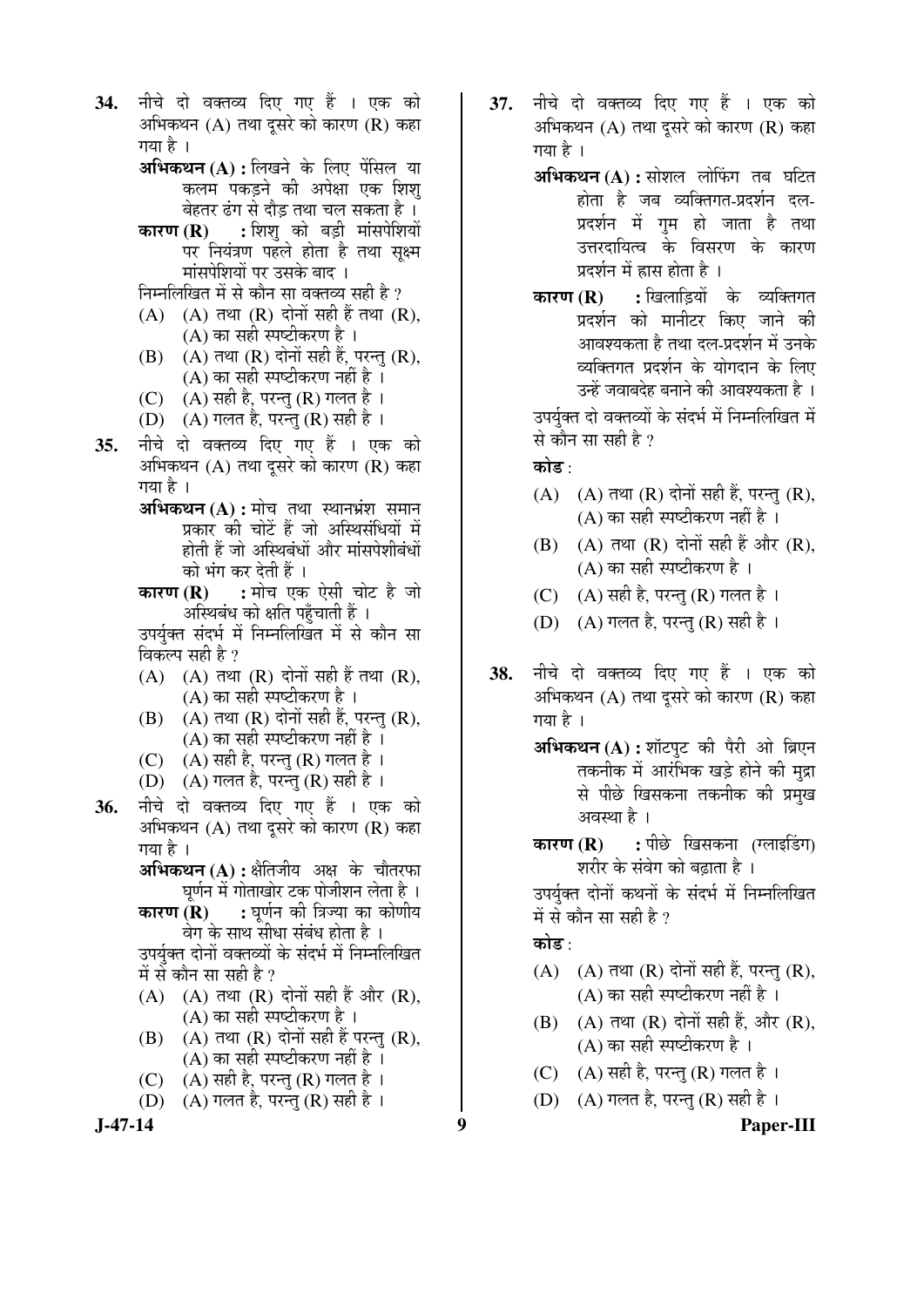34. नीचे दो वक्तव्य दिए गए हैं । एक को अभिकथन (A) तथा दूसरे को कारण (R) कहा गया है ।

**अभिकथन (A) :** लिखने के लिए पेंसिल या कलम पकड़ने की अपेक्षा एक शिशु बेहतर ढंग से दौड़ तथा चल सकता है ।

**कारण (R) :** शिशु को बड़ी मांसपेशियों पर नियंत्रण पहले होता है तथा सूक्ष्म मांसपेशियों पर उसके बाद ।

निम्नलिखित में से कौन सा वक्तव्य सही है ?

(A) (A) तथा (R) दोनों सही हैं तथा (R), (A) का सही स्पष्टीकरण है ।

(B) (A) तथा (R) दोनों सही हैं, परन्तु (R), (A) का सही स्पष्टीकरण नहीं है ।

(C) (A) सही है, परन्तु (R) गलत है ।

(D) (A) गलत है, परन्तु (R) सही है ।

35. नीचे दो वक्तव्य दिए गए हैं । एक को अभिकथन (A) तथा दूसरे को कारण (R) कहा गया है ।

**अभिकथन (A) :** मोच तथा स्थानभ्रंश समान प्रकार की चोटें हैं जो अस्थिसंधियों में होती हैं जो अस्थिबंधों और मांसपेशीबंधों को भंग कर देती हैं ।

**कारण (R) :** मोच एक ऐसी चोट है जो अस्थिबंध को क्षति पहुँचाती हैं ।

उपर्युक्त संदर्भ में निम्नलिखित में से कौन सा विकल्प सही है ?

(A) (A) तथा (R) दोनों सही हैं तथा (R), (A) का सही स्पष्टीकरण है ।

(B) (A) तथा (R) दोनों सही हैं, परन्तु (R), (A) का सही स्पष्टीकरण नहीं है ।

(C) (A) सही है, परन्तु (R) गलत है ।

(D) (A) गलत है, परन्तु (R) सही है ।

36. नीचे दो वक्तव्य दिए गए हैं । एक को अभिकथन (A) तथा दूसरे को कारण (R) कहा गया है ।

**अभिकथन (A) :** क्षैतिजीय अक्ष के चौतरफा घूर्णन में गोताखोर टक पोजीशन लेता है ।

**कारण (R) :** घूर्णन की त्रिज्या का कोणीय वेग के साथ सीधा संबंध होता है ।

उपर्युक्त दोनों वक्तव्यों के संदर्भ में निम्नलिखित में से कौन सा सही है ?

(A) (A) तथा (R) दोनों सही हैं और (R), (A) का सही स्पष्टीकरण है ।

(B) (A) तथा (R) दोनों सही हैं परन्तु (R), (A) का सही स्पष्टीकरण नहीं है ।

(C) (A) सही है, परन्तु (R) गलत है ।

(D) (A) गलत है, परन्तु (R) सही है ।

37. नीचे दो वक्तव्य दिए गए हैं । एक को अभिकथन (A) तथा दूसरे को कारण (R) कहा गया है ।

**अभिकथन (A) :** सोशल लोफिंग तब घटित होता है जब व्यक्तिगत-प्रदर्शन दल-प्रदर्शन में गुम हो जाता है तथा उत्तरदायित्व के विसरण के कारण प्रदर्शन में ह्रास होता है ।

**कारण (R) :** खिलाड़ियों के व्यक्तिगत प्रदर्शन को मानीटर किए जाने की आवश्यकता है तथा दल-प्रदर्शन में उनके व्यक्तिगत प्रदर्शन के योगदान के लिए उन्हें जवाबदेह बनाने की आवश्यकता है ।

उपर्युक्त दो वक्तव्यों के संदर्भ में निम्नलिखित में से कौन सा सही है ?

**कोड :**

(A) (A) तथा (R) दोनों सही हैं, परन्तु (R), (A) का सही स्पष्टीकरण नहीं है ।

(B) (A) तथा (R) दोनों सही हैं और (R), (A) का सही स्पष्टीकरण है ।

(C) (A) सही है, परन्तु (R) गलत है ।

(D) (A) गलत है, परन्तु (R) सही है ।

38. नीचे दो वक्तव्य दिए गए हैं । एक को अभिकथन (A) तथा दूसरे को कारण (R) कहा गया है ।

**अभिकथन (A) :** शॉटपुट की पैरी ओ ब्रिएन तकनीक में आरंभिक खड़े होने की मुद्रा से पीछे खिसकना तकनीक की प्रमुख अवस्था है ।

**कारण (R) :** पीछे खिसकना (ग्लाइडिंग) शरीर के संवेग को बढ़ाता है ।

उपर्युक्त दोनों कथनों के संदर्भ में निम्नलिखित में से कौन सा सही है ?

**कोड :**

(A) (A) तथा (R) दोनों सही हैं, परन्तु (R), (A) का सही स्पष्टीकरण नहीं है ।

(B) (A) तथा (R) दोनों सही हैं, और (R), (A) का सही स्पष्टीकरण है ।

(C) (A) सही है, परन्तु (R) गलत है ।

(D) (A) गलत है, परन्तु (R) सही है ।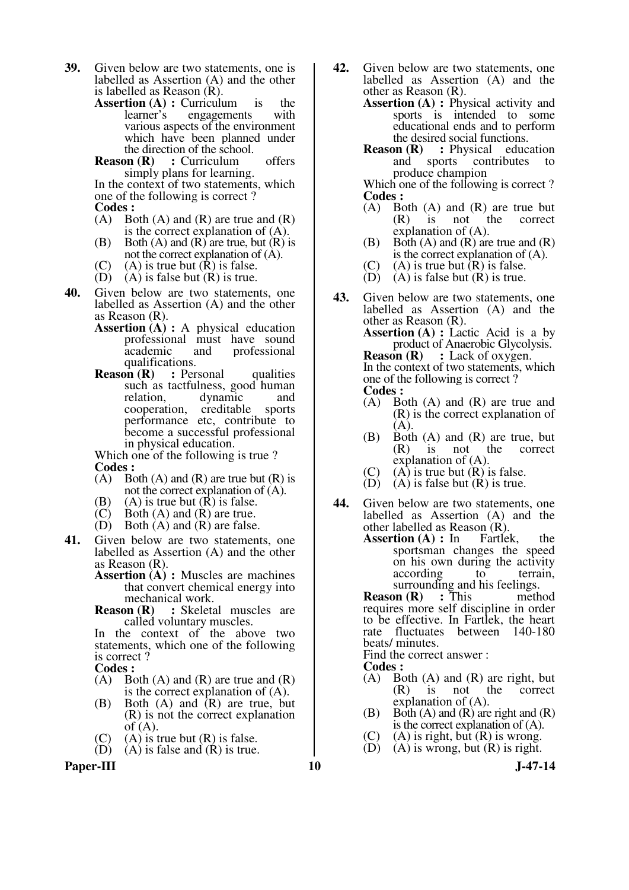**39.** Given below are two statements, one is labelled as Assertion (A) and the other is labelled as Reason (R).

**Assertion (A) :** Curriculum is the learner's engagements with various aspects of the environment which have been planned under the direction of the school.

**Reason (R) :** Curriculum offers simply plans for learning.

In the context of two statements, which one of the following is correct ?

**Codes :**

(A) Both (A) and (R) are true and (R) is the correct explanation of (A).
(B) Both (A) and (R) are true, but (R) is not the correct explanation of (A).
(C) (A) is true but (R) is false.
(D) (A) is false but (R) is true.

**40.** Given below are two statements, one labelled as Assertion (A) and the other as Reason (R).

**Assertion (A) :** A physical education professional must have sound academic and professional qualifications.

**Reason (R) :** Personal qualities such as tactfulness, good human relation, dynamic and cooperation, creditable sports performance etc, contribute to become a successful professional in physical education.

Which one of the following is true ?

**Codes :**

(A) Both (A) and (R) are true but (R) is not the correct explanation of (A).
(B) (A) is true but (R) is false.
(C) Both (A) and (R) are true.
(D) Both (A) and (R) are false.

**41.** Given below are two statements, one labelled as Assertion (A) and the other as Reason (R).

**Assertion (A) :** Muscles are machines that convert chemical energy into mechanical work.

**Reason (R) :** Skeletal muscles are called voluntary muscles.

In the context of the above two statements, which one of the following is correct ?

**Codes :**

(A) Both (A) and (R) are true and (R) is the correct explanation of (A).
(B) Both (A) and (R) are true, but (R) is not the correct explanation of (A).
(C) (A) is true but (R) is false.
(D) (A) is false and (R) is true.

**42.** Given below are two statements, one labelled as Assertion (A) and the other as Reason (R).

**Assertion (A) :** Physical activity and sports is intended to some educational ends and to perform the desired social functions.

**Reason (R) :** Physical education and sports contributes to produce champion

Which one of the following is correct ?

**Codes :**

(A) Both (A) and (R) are true but (R) is not the correct explanation of (A).
(B) Both (A) and (R) are true and (R) is the correct explanation of (A).
(C) (A) is true but (R) is false.
(D) (A) is false but (R) is true.

**43.** Given below are two statements, one labelled as Assertion (A) and the other as Reason (R).

**Assertion (A) :** Lactic Acid is a by product of Anaerobic Glycolysis.

**Reason (R) :** Lack of oxygen.

In the context of two statements, which one of the following is correct ?

**Codes :**

(A) Both (A) and (R) are true and (R) is the correct explanation of (A).
(B) Both (A) and (R) are true, but (R) is not the correct explanation of (A).
(C) (A) is true but (R) is false.
(D) (A) is false but (R) is true.

**44.** Given below are two statements, one labelled as Assertion (A) and the other labelled as Reason (R).

**Assertion (A) :** In Fartlek, the sportsman changes the speed on his own during the activity according to terrain, surrounding and his feelings.

**Reason (R) :** This method requires more self discipline in order to be effective. In Fartlek, the heart rate fluctuates between 140-180 beats/ minutes.

Find the correct answer :

**Codes :**

(A) Both (A) and (R) are right, but (R) is not the correct explanation of (A).
(B) Both (A) and (R) are right and (R) is the correct explanation of (A).
(C) (A) is right, but (R) is wrong.
(D) (A) is wrong, but (R) is right.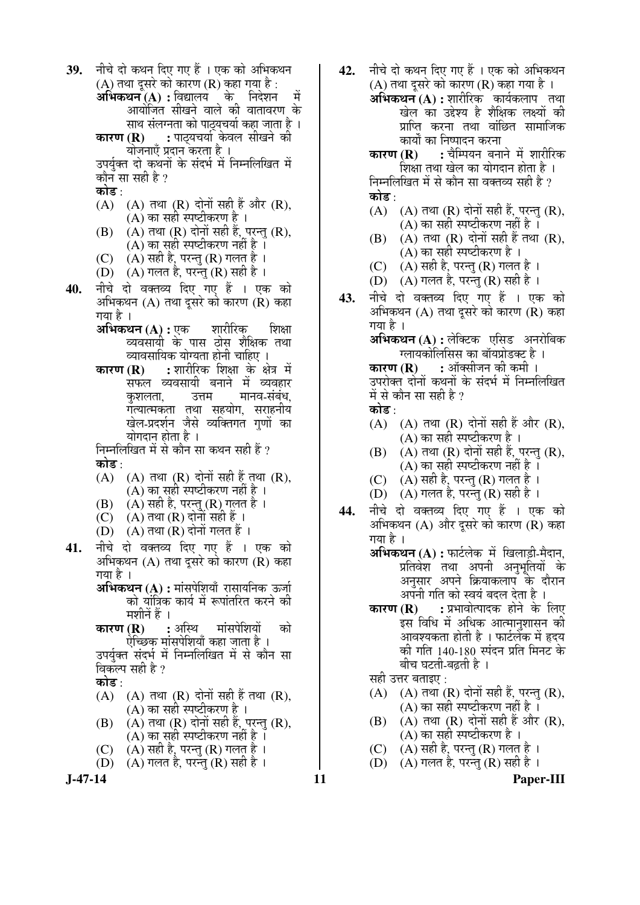**39.** नीचे दो कथन दिए गए हैं । एक को अभिकथन (A) तथा दूसरे को कारण (R) कहा गया है :

**अभिकथन (A) :** विद्यालय के निदेशन में आयोजित सीखने वाले की वातावरण के साथ संलग्नता को पाठ्यचर्या कहा जाता है ।

**कारण (R) :** पाठ्यचर्या केवल सीखने की योजनाएँ प्रदान करता है ।

उपर्युक्त दो कथनों के संदर्भ में निम्नलिखित में कौन सा सही है ?

**कोड :**

(A) (A) तथा (R) दोनों सही हैं और (R), (A) का सही स्पष्टीकरण है ।

(B) (A) तथा (R) दोनों सही हैं, परन्तु (R), (A) का सही स्पष्टीकरण नहीं है ।

(C) (A) सही है, परन्तु (R) गलत है ।

(D) (A) गलत है, परन्तु (R) सही है ।

**40.** नीचे दो वक्तव्य दिए गए हैं । एक को अभिकथन (A) तथा दूसरे को कारण (R) कहा गया है ।

**अभिकथन (A) :** एक शारीरिक शिक्षा व्यवसायी के पास ठोस शैक्षिक तथा व्यावसायिक योग्यता होनी चाहिए ।

**कारण (R) :** शारीरिक शिक्षा के क्षेत्र में सफल व्यवसायी बनाने में व्यवहार कुशलता, उत्तम मानव-संबंध, गत्यात्मकता तथा सहयोग, सराहनीय खेल-प्रदर्शन जैसे व्यक्तिगत गुणों का योगदान होता है ।

निम्नलिखित में से कौन सा कथन सही हैं ?

**कोड :**

(A) (A) तथा (R) दोनों सही हैं तथा (R), (A) का सही स्पष्टीकरण नहीं है ।

(B) (A) सही है, परन्तु (R) गलत है ।

(C) (A) तथा (R) दोनों सही हैं ।

(D) (A) तथा (R) दोनों गलत हैं ।

**41.** नीचे दो वक्तव्य दिए गए हैं । एक को अभिकथन (A) तथा दूसरे को कारण (R) कहा गया है ।

**अभिकथन (A) :** मांसपेशियाँ रासायनिक ऊर्जा को यांत्रिक कार्य में रूपांतरित करने की मशीनें हैं ।

**कारण (R) :** अस्थि मांसपेशियों को ऐच्छिक मांसपेशियाँ कहा जाता है ।

उपर्युक्त संदर्भ में निम्नलिखित में से कौन सा विकल्प सही है ?

**कोड :**

(A) (A) तथा (R) दोनों सही हैं तथा (R), (A) का सही स्पष्टीकरण है ।

(B) (A) तथा (R) दोनों सही हैं, परन्तु (R), (A) का सही स्पष्टीकरण नहीं है ।

(C) (A) सही है, परन्तु (R) गलत है ।

(D) (A) गलत है, परन्तु (R) सही है ।

**42.** नीचे दो कथन दिए गए हैं । एक को अभिकथन (A) तथा दूसरे को कारण (R) कहा गया है ।

**अभिकथन (A) :** शारीरिक कार्यकलाप तथा खेल का उद्देश्य है शैक्षिक लक्ष्यों की प्राप्ति करना तथा वांछित सामाजिक कार्यों का निष्पादन करना

**कारण (R) :** चैम्पियन बनाने में शारीरिक शिक्षा तथा खेल का योगदान होता है ।

निम्नलिखित में से कौन सा वक्तव्य सही है ?

**कोड :**

(A) (A) तथा (R) दोनों सही हैं, परन्तु (R), (A) का सही स्पष्टीकरण नहीं है ।

(B) (A) तथा (R) दोनों सही हैं तथा (R), (A) का सही स्पष्टीकरण है ।

(C) (A) सही है, परन्तु (R) गलत है ।

(D) (A) गलत है, परन्तु (R) सही है ।

**43.** नीचे दो वक्तव्य दिए गए हैं । एक को अभिकथन (A) तथा दूसरे को कारण (R) कहा गया है ।

**अभिकथन (A) :** लेक्टिक एसिड अनरोबिक ग्लायकोलिसिस का बॉयप्रोडक्ट है ।

**कारण (R) :** ऑक्सीजन की कमी ।

उपरोक्त दोनों कथनों के संदर्भ में निम्नलिखित में से कौन सा सही है ?

**कोड :**

(A) (A) तथा (R) दोनों सही हैं और (R), (A) का सही स्पष्टीकरण है ।

(B) (A) तथा (R) दोनों सही हैं, परन्तु (R), (A) का सही स्पष्टीकरण नहीं है ।

(C) (A) सही है, परन्तु (R) गलत है ।

(D) (A) गलत है, परन्तु (R) सही है ।

**44.** नीचे दो वक्तव्य दिए गए हैं । एक को अभिकथन (A) और दूसरे को कारण (R) कहा गया है ।

**अभिकथन (A) :** फार्टलेक में खिलाड़ी-मैदान, प्रतिवेश तथा अपनी अनुभूतियों के अनुसार अपने क्रियाकलाप के दौरान अपनी गति को स्वयं बदल देता है ।

**कारण (R) :** प्रभावोत्पादक होने के लिए इस विधि में अधिक आत्मानुशासन की आवश्यकता होती है । फार्टलेक में हृदय की गति 140-180 स्पंदन प्रति मिनट के बीच घटती-बढ़ती है ।

सही उत्तर बताइए :

(A) (A) तथा (R) दोनों सही हैं, परन्तु (R), (A) का सही स्पष्टीकरण नहीं है ।

(B) (A) तथा (R) दोनों सही हैं और (R), (A) का सही स्पष्टीकरण है ।

(C) (A) सही है, परन्तु (R) गलत है ।

(D) (A) गलत है, परन्तु (R) सही है ।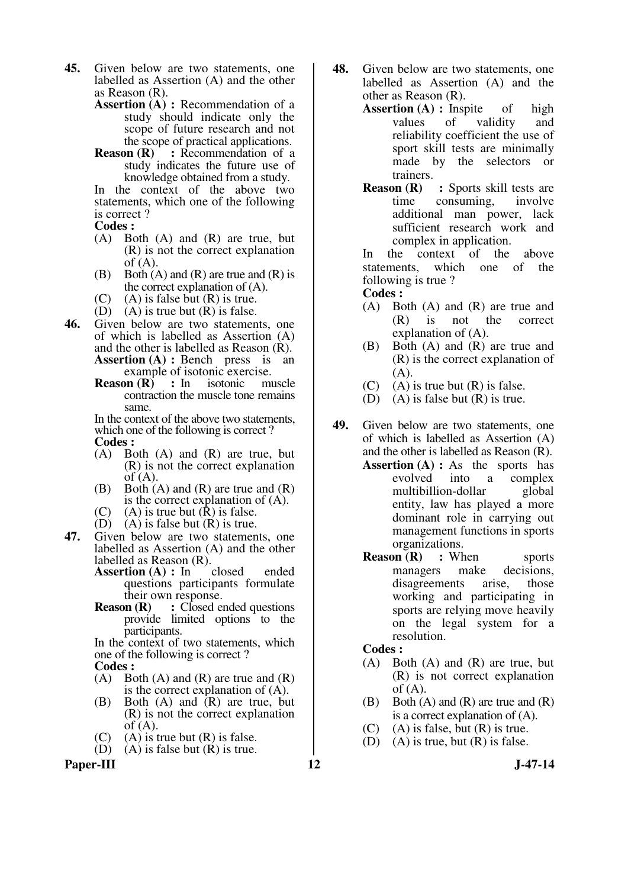**45.** Given below are two statements, one labelled as Assertion (A) and the other as Reason (R).

**Assertion (A) :** Recommendation of a study should indicate only the scope of future research and not the scope of practical applications.

**Reason (R) :** Recommendation of a study indicates the future use of knowledge obtained from a study.

In the context of the above two statements, which one of the following is correct ?

**Codes :**

(A) Both (A) and (R) are true, but (R) is not the correct explanation of (A).
(B) Both (A) and (R) are true and (R) is the correct explanation of (A).
(C) (A) is false but (R) is true.
(D) (A) is true but (R) is false.

**46.** Given below are two statements, one of which is labelled as Assertion (A) and the other is labelled as Reason (R).

**Assertion (A) :** Bench press is an example of isotonic exercise.

**Reason (R) :** In isotonic muscle contraction the muscle tone remains same.

In the context of the above two statements, which one of the following is correct ?

**Codes :**

(A) Both (A) and (R) are true, but (R) is not the correct explanation of (A).
(B) Both (A) and (R) are true and (R) is the correct explanation of (A).
(C) (A) is true but (R) is false.
(D) (A) is false but (R) is true.

**47.** Given below are two statements, one labelled as Assertion (A) and the other labelled as Reason (R).

**Assertion (A) :** In closed ended questions participants formulate their own response.

**Reason (R) :** Closed ended questions provide limited options to the participants.

In the context of two statements, which one of the following is correct ?

**Codes :**

(A) Both (A) and (R) are true and (R) is the correct explanation of (A).
(B) Both (A) and (R) are true, but (R) is not the correct explanation of (A).
(C) (A) is true but (R) is false.
(D) (A) is false but (R) is true.

**48.** Given below are two statements, one labelled as Assertion (A) and the other as Reason (R).

**Assertion (A) :** Inspite of high values of validity and reliability coefficient the use of sport skill tests are minimally made by the selectors or trainers.

**Reason (R) :** Sports skill tests are time consuming, involve additional man power, lack sufficient research work and complex in application.

In the context of the above statements, which one of the following is true ?

**Codes :**

(A) Both (A) and (R) are true and (R) is not the correct explanation of (A).
(B) Both (A) and (R) are true and (R) is the correct explanation of (A).
(C) (A) is true but (R) is false.
(D) (A) is false but (R) is true.

**49.** Given below are two statements, one of which is labelled as Assertion (A) and the other is labelled as Reason (R).

**Assertion (A) :** As the sports has evolved into a complex multibillion-dollar global entity, law has played a more dominant role in carrying out management functions in sports organizations.

**Reason (R) :** When sports managers make decisions, disagreements arise, those working and participating in sports are relying move heavily on the legal system for a resolution.

**Codes :**

(A) Both (A) and (R) are true, but (R) is not correct explanation of (A).
(B) Both (A) and (R) are true and (R) is a correct explanation of (A).
(C) (A) is false, but (R) is true.
(D) (A) is true, but (R) is false.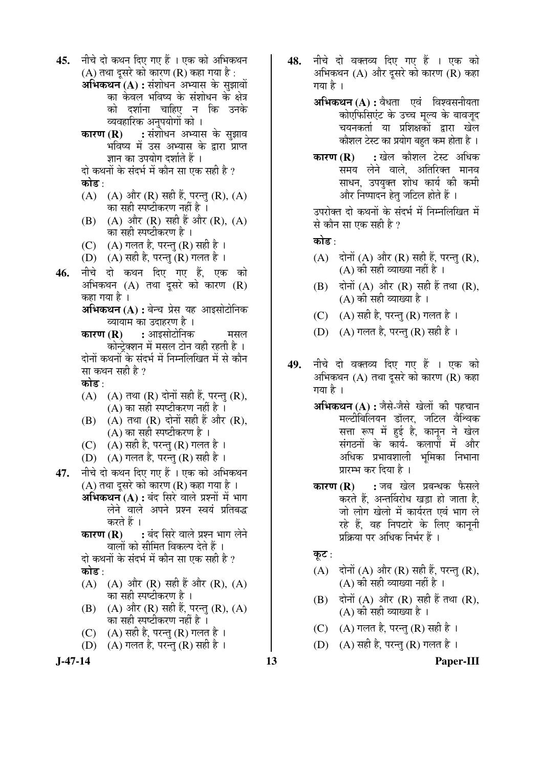**45.** नीचे दो कथन दिए गए हैं । एक को अभिकथन (A) तथा दूसरे को कारण (R) कहा गया है :

**अभिकथन (A) :** संशोधन अभ्यास के सुझावों का केवल भविष्य के संशोधन के क्षेत्र को दर्शाना चाहिए न कि उनके व्यवहारिक अनुपयोगों को ।

**कारण (R) :** संशोधन अभ्यास के सुझाव भविष्य में उस अभ्यास के द्वारा प्राप्त ज्ञान का उपयोग दर्शाते हैं ।

दो कथनों के संदर्भ में कौन सा एक सही है ?

**कोड :**

(A) (A) और (R) सही हैं, परन्तु (R), (A) का सही स्पष्टीकरण नहीं है ।

(B) (A) और (R) सही हैं और (R), (A) का सही स्पष्टीकरण है ।

(C) (A) गलत है, परन्तु (R) सही है ।

(D) (A) सही है, परन्तु (R) गलत है ।

**46.** नीचे दो कथन दिए गए हैं, एक को अभिकथन (A) तथा दूसरे को कारण (R) कहा गया है ।

**अभिकथन (A) :** बेन्च प्रेस यह आइसोटोनिक व्यायाम का उदाहरण है ।

**कारण (R) :** आइसोटोनिक मसल कोन्ट्रेक्शन में मसल टोन वही रहती है ।

दोनों कथनों के संदर्भ में निम्नलिखित में से कौन सा कथन सही है ?

**कोड :**

(A) (A) तथा (R) दोनों सही हैं, परन्तु (R), (A) का सही स्पष्टीकरण नहीं है ।

(B) (A) तथा (R) दोनों सही हैं और (R), (A) का सही स्पष्टीकरण है ।

(C) (A) सही है, परन्तु (R) गलत है ।

(D) (A) गलत है, परन्तु (R) सही है ।

**47.** नीचे दो कथन दिए गए हैं । एक को अभिकथन (A) तथा दूसरे को कारण (R) कहा गया है ।

**अभिकथन (A) :** बंद सिरे वाले प्रश्नों में भाग लेने वाले अपने प्रश्न स्वयं प्रतिबद्ध करते हैं ।

**कारण (R) :** बंद सिरे वाले प्रश्न भाग लेने वालों को सीमित विकल्प देते हैं ।

दो कथनों के संदर्भ में कौन सा एक सही है ?

**कोड :**

(A) (A) और (R) सही हैं और (R), (A) का सही स्पष्टीकरण है ।

(B) (A) और (R) सही हैं, परन्तु (R), (A) का सही स्पष्टीकरण नहीं है ।

(C) (A) सही है, परन्तु (R) गलत है ।

(D) (A) गलत है, परन्तु (R) सही है ।

**48.** नीचे दो वक्तव्य दिए गए हैं । एक को अभिकथन (A) और दूसरे को कारण (R) कहा गया है ।

**अभिकथन (A) :** वैधता एवं विश्वसनीयता कोएफिसिएंट के उच्च मूल्य के बावजूद चयनकर्ता या प्रशिक्षकों द्वारा खेल कौशल टेस्ट का प्रयोग बहुत कम होता है ।

**कारण (R) :** खेल कौशल टेस्ट अधिक समय लेने वाले, अतिरिक्त मानव साधन, उपयुक्त शोध कार्य की कमी और निष्पादन हेतु जटिल होते हैं ।

उपरोक्त दो कथनों के संदर्भ में निम्नलिखित में से कौन सा एक सही है ?

**कोड :**

(A) दोनों (A) और (R) सही हैं, परन्तु (R), (A) की सही व्याख्या नहीं है ।

(B) दोनों (A) और (R) सही हैं तथा (R), (A) की सही व्याख्या है ।

(C) (A) सही है, परन्तु (R) गलत है ।

(D) (A) गलत है, परन्तु (R) सही है ।

**49.** नीचे दो वक्तव्य दिए गए हैं । एक को अभिकथन (A) तथा दूसरे को कारण (R) कहा गया है ।

**अभिकथन (A) :** जैसे-जैसे खेलों की पहचान मल्टीबिलियन डॉलर, जटिल वैश्विक सत्ता रूप में हुई है, कानून ने खेल संगठनों के कार्य- कलापों में और अधिक प्रभावशाली भूमिका निभाना प्रारम्भ कर दिया है ।

**कारण (R) :** जब खेल प्रबन्धक फैसले करते हैं, अन्तर्विरोध खड़ा हो जाता है, जो लोग खेलो में कार्यरत एवं भाग ले रहे हैं, वह निपटारे के लिए कानूनी प्रक्रिया पर अधिक निर्भर हैं ।

**कूट :**

(A) दोनों (A) और (R) सही हैं, परन्तु (R), (A) की सही व्याख्या नहीं है ।

(B) दोनों (A) और (R) सही हैं तथा (R), (A) की सही व्याख्या है ।

(C) (A) गलत है, परन्तु (R) सही है ।

(D) (A) सही है, परन्तु (R) गलत है ।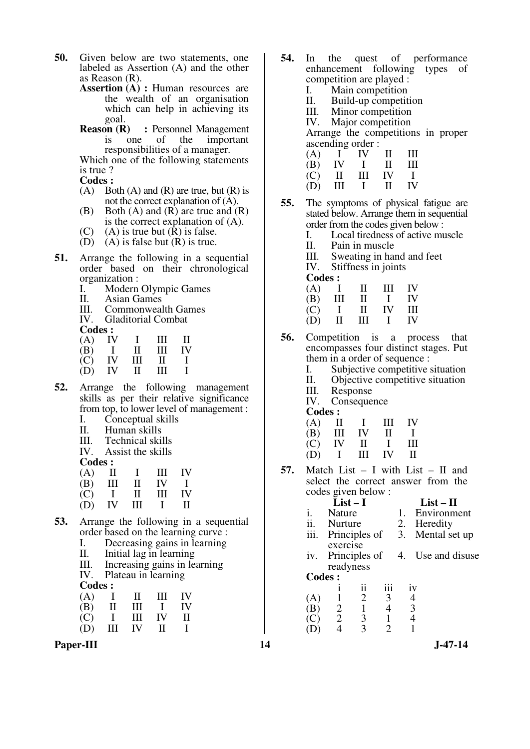**50.** Given below are two statements, one labeled as Assertion (A) and the other as Reason (R).

**Assertion (A) :** Human resources are the wealth of an organisation which can help in achieving its goal.

**Reason (R) :** Personnel Management is one of the important responsibilities of a manager.

Which one of the following statements is true ?

**Codes :**

(A) Both (A) and (R) are true, but (R) is not the correct explanation of (A).
(B) Both (A) and (R) are true and (R) is the correct explanation of (A).
(C) (A) is true but (R) is false.
(D) (A) is false but (R) is true.

**51.** Arrange the following in a sequential order based on their chronological organization :

I. Modern Olympic Games
II. Asian Games
III. Commonwealth Games
IV. Gladitorial Combat

**Codes :**

| | | | | |
|---|---|---|---|---|
| (A) | IV | I | III | II |
| (B) | I | II | III | IV |
| (C) | IV | III | II | I |
| (D) | IV | II | III | I |

**52.** Arrange the following management skills as per their relative significance from top, to lower level of management :

I. Conceptual skills
II. Human skills
III. Technical skills
IV. Assist the skills

**Codes :**

| | | | | |
|---|---|---|---|---|
| (A) | II | I | III | IV |
| (B) | III | II | IV | I |
| (C) | I | II | III | IV |
| (D) | IV | III | I | II |

**53.** Arrange the following in a sequential order based on the learning curve :

I. Decreasing gains in learning
II. Initial lag in learning
III. Increasing gains in learning
IV. Plateau in learning

**Codes :**

| | | | | |
|---|---|---|---|---|
| (A) | I | II | III | IV |
| (B) | II | III | I | IV |
| (C) | I | III | IV | II |
| (D) | III | IV | II | I |

**54.** In the quest of performance enhancement following types of competition are played :

I. Main competition
II. Build-up competition
III. Minor competition
IV. Major competition

Arrange the competitions in proper ascending order :

| | | | | |
|---|---|---|---|---|
| (A) | I | IV | II | III |
| (B) | IV | I | II | III |
| (C) | II | III | IV | I |
| (D) | III | I | II | IV |

**55.** The symptoms of physical fatigue are stated below. Arrange them in sequential order from the codes given below :

I. Local tiredness of active muscle
II. Pain in muscle
III. Sweating in hand and feet
IV. Stiffness in joints

**Codes :**

| | | | | |
|---|---|---|---|---|
| (A) | I | II | III | IV |
| (B) | III | II | I | IV |
| (C) | I | II | IV | III |
| (D) | II | III | I | IV |

**56.** Competition is a process that encompasses four distinct stages. Put them in a order of sequence :

I. Subjective competitive situation
II. Objective competitive situation
III. Response
IV. Consequence

**Codes :**

| | | | | |
|---|---|---|---|---|
| (A) | II | I | III | IV |
| (B) | III | IV | II | I |
| (C) | IV | II | I | III |
| (D) | I | III | IV | II |

**57.** Match List – I with List – II and select the correct answer from the codes given below :

| | List – I | | List – II |
|---|---|---|---|
| i. | Nature | 1. | Environment |
| ii. | Nurture | 2. | Heredity |
| iii. | Principles of exercise | 3. | Mental set up |
| iv. | Principles of readyness | 4. | Use and disuse |

**Codes :**

| | i | ii | iii | iv |
|---|---|---|---|---|
| (A) | 1 | 2 | 3 | 4 |
| (B) | 2 | 1 | 4 | 3 |
| (C) | 2 | 3 | 1 | 4 |
| (D) | 4 | 3 | 2 | 1 |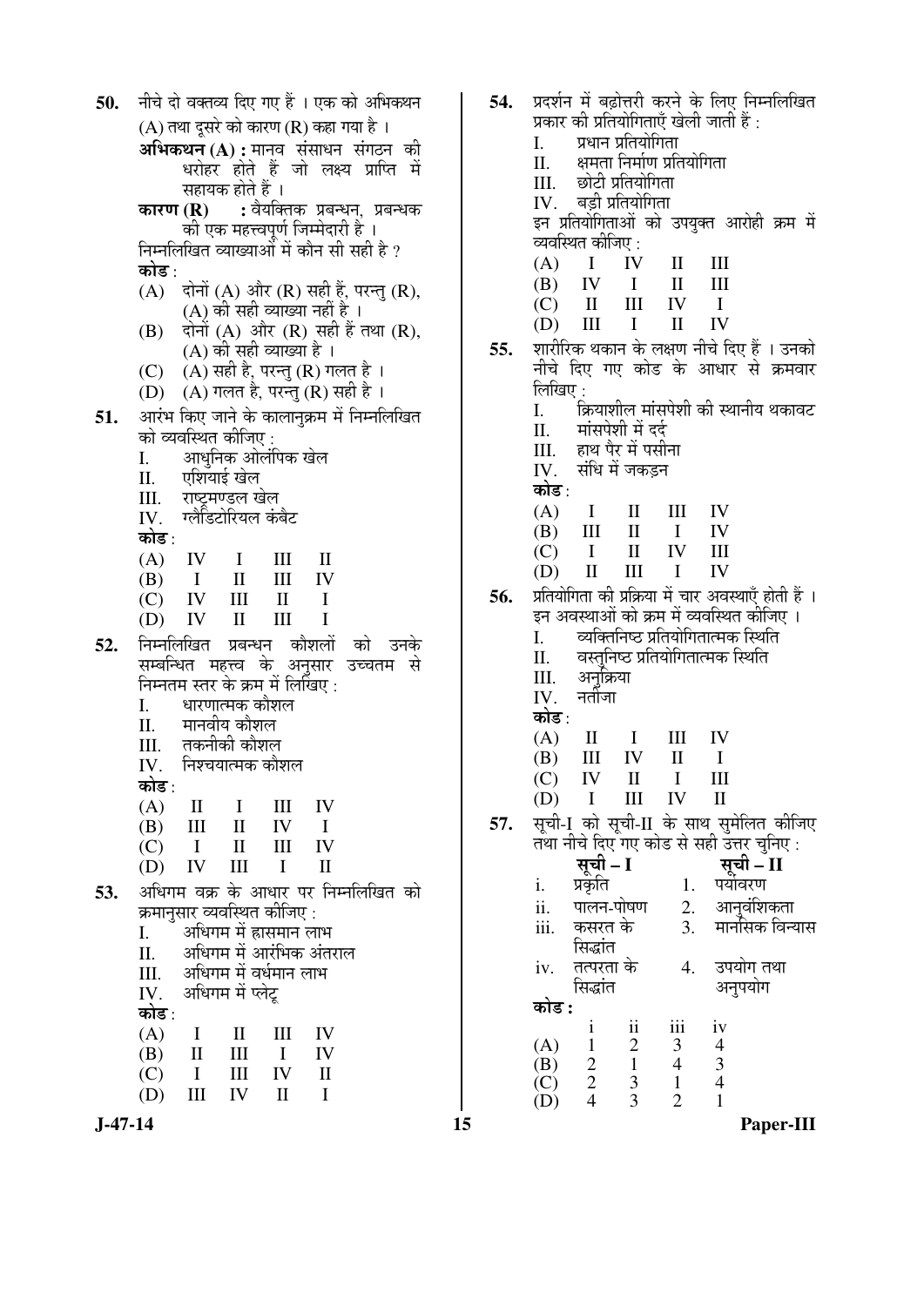**50.** नीचे दो वक्तव्य दिए गए हैं । एक को अभिकथन (A) तथा दूसरे को कारण (R) कहा गया है ।

**अभिकथन (A) :** मानव संसाधन संगठन की धरोहर होते हैं जो लक्ष्य प्राप्ति में सहायक होते हैं ।

**कारण (R) :** वैयक्तिक प्रबन्धन, प्रबन्धक की एक महत्त्वपूर्ण जिम्मेदारी है ।

निम्नलिखित व्याख्याओं में कौन सी सही है ?

**कोड :**

(A) दोनों (A) और (R) सही हैं, परन्तु (R), (A) की सही व्याख्या नहीं है ।

(B) दोनों (A) और (R) सही हैं तथा (R), (A) की सही व्याख्या है ।

(C) (A) सही है, परन्तु (R) गलत है ।

(D) (A) गलत है, परन्तु (R) सही है ।

**51.** आरंभ किए जाने के कालानुक्रम में निम्नलिखित को व्यवस्थित कीजिए :

I. आधुनिक ओलंपिक खेल

II. एशियाई खेल

III. राष्ट्रमण्डल खेल

IV. ग्लैडिटोरियल कंबैट

**कोड :**

(A) IV I III II

(B) I II III IV

(C) IV III II I

(D) IV II III I

**52.** निम्नलिखित प्रबन्धन कौशलों को उनके सम्बन्धित महत्त्व के अनुसार उच्चतम से निम्नतम स्तर के क्रम में लिखिए :

I. धारणात्मक कौशल

II. मानवीय कौशल

III. तकनीकी कौशल

IV. निश्चयात्मक कौशल

**कोड :**

(A) II I III IV

(B) III II IV I

(C) I II III IV

(D) IV III I II

**53.** अधिगम वक्र के आधार पर निम्नलिखित को क्रमानुसार व्यवस्थित कीजिए :

I. अधिगम में ह्रासमान लाभ

II. अधिगम में आरंभिक अंतराल

III. अधिगम में वर्धमान लाभ

IV. अधिगम में प्लेटू

**कोड :**

(A) I II III IV

(B) II III I IV

(C) I III IV II

(D) III IV II I

**54.** प्रदर्शन में बढ़ोत्तरी करने के लिए निम्नलिखित प्रकार की प्रतियोगिताएँ खेली जाती हैं :

I. प्रधान प्रतियोगिता

II. क्षमता निर्माण प्रतियोगिता

III. छोटी प्रतियोगिता

IV. बड़ी प्रतियोगिता

इन प्रतियोगिताओं को उपयुक्त आरोही क्रम में व्यवस्थित कीजिए :

(A) I IV II III

(B) IV I II III

(C) II III IV I

(D) III I II IV

**55.** शारीरिक थकान के लक्षण नीचे दिए हैं । उनको नीचे दिए गए कोड के आधार से क्रमवार लिखिए :

I. क्रियाशील मांसपेशी की स्थानीय थकावट

II. मांसपेशी में दर्द

III. हाथ पैर में पसीना

IV. संधि में जकड़न

**कोड :**

(A) I II III IV

(B) III II I IV

(C) I II IV III

(D) II III I IV

**56.** प्रतियोगिता की प्रक्रिया में चार अवस्थाएँ होती हैं । इन अवस्थाओं को क्रम में व्यवस्थित कीजिए ।

I. व्यक्तिनिष्ठ प्रतियोगितात्मक स्थिति

II. वस्तुनिष्ठ प्रतियोगितात्मक स्थिति

III. अनुक्रिया

IV. नतीजा

**कोड :**

(A) II I III IV

(B) III IV II I

(C) IV II I III

(D) I III IV II

**57.** सूची-I को सूची-II के साथ सुमेलित कीजिए तथा नीचे दिए गए कोड से सही उत्तर चुनिए :

| | सूची – I | | सूची – II |
|---|---|---|---|
| i. | प्रकृति | 1. | पर्यावरण |
| ii. | पालन-पोषण | 2. | आनुवंशिकता |
| iii. | कसरत के सिद्धांत | 3. | मानसिक विन्यास |
| iv. | तत्परता के सिद्धांत | 4. | उपयोग तथा अनुपयोग |

**कोड :**

| | i | ii | iii | iv |
|---|---|---|---|---|
| (A) | 1 | 2 | 3 | 4 |
| (B) | 2 | 1 | 4 | 3 |
| (C) | 2 | 3 | 1 | 4 |
| (D) | 4 | 3 | 2 | 1 |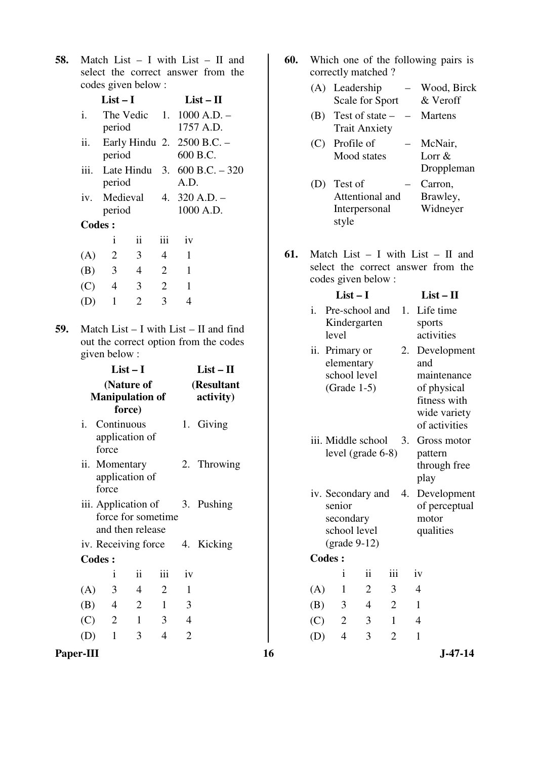**58.** Match List – I with List – II and select the correct answer from the codes given below :

| List – I | List – II |
|---|---|
| i. The Vedic period | 1. 1000 A.D. – 1757 A.D. |
| ii. Early Hindu period | 2. 2500 B.C. – 600 B.C. |
| iii. Late Hindu period | 3. 600 B.C. – 320 A.D. |
| iv. Medieval period | 4. 320 A.D. – 1000 A.D. |

**Codes :**

| | i | ii | iii | iv |
|---|---|---|---|---|
| (A) | 2 | 3 | 4 | 1 |
| (B) | 3 | 4 | 2 | 1 |
| (C) | 4 | 3 | 2 | 1 |
| (D) | 1 | 2 | 3 | 4 |

**59.** Match List – I with List – II and find out the correct option from the codes given below :

| List – I (Nature of Manipulation of force) | List – II (Resultant activity) |
|---|---|
| i. Continuous application of force | 1. Giving |
| ii. Momentary application of force | 2. Throwing |
| iii. Application of force for sometime and then release | 3. Pushing |
| iv. Receiving force | 4. Kicking |

**Codes :**

| | i | ii | iii | iv |
|---|---|---|---|---|
| (A) | 3 | 4 | 2 | 1 |
| (B) | 4 | 2 | 1 | 3 |
| (C) | 2 | 1 | 3 | 4 |
| (D) | 1 | 3 | 4 | 2 |

**60.** Which one of the following pairs is correctly matched ?

(A) Leadership Scale for Sport – Wood, Birck & Veroff

(B) Test of state – Trait Anxiety – Martens

(C) Profile of Mood states – McNair, Lorr & Droppleman

(D) Test of Attentional and Interpersonal style – Carron, Brawley, Widneyer

**61.** Match List – I with List – II and select the correct answer from the codes given below :

| List – I | List – II |
|---|---|
| i. Pre-school and Kindergarten level | 1. Life time sports activities |
| ii. Primary or elementary school level (Grade 1-5) | 2. Development and maintenance of physical fitness with wide variety of activities |
| iii. Middle school level (grade 6-8) | 3. Gross motor pattern through free play |
| iv. Secondary and senior secondary school level (grade 9-12) | 4. Development of perceptual motor qualities |

**Codes :**

| | i | ii | iii | iv |
|---|---|---|---|---|
| (A) | 1 | 2 | 3 | 4 |
| (B) | 3 | 4 | 2 | 1 |
| (C) | 2 | 3 | 1 | 4 |
| (D) | 4 | 3 | 2 | 1 |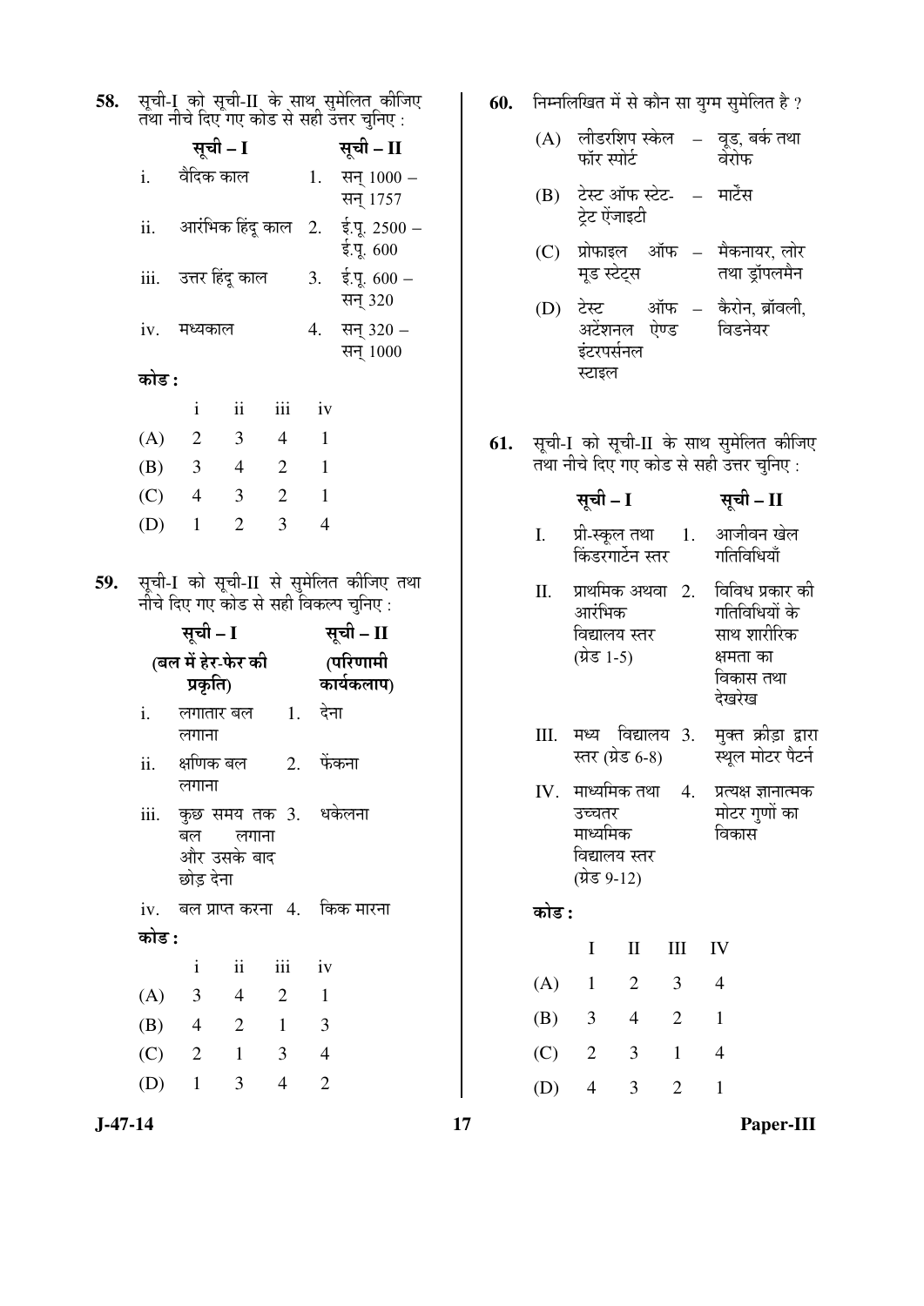**58.** सूची-I को सूची-II के साथ सुमेलित कीजिए तथा नीचे दिए गए कोड से सही उत्तर चुनिए :

| | सूची – I | | सूची – II |
|---|---|---|---|
| i. | वैदिक काल | 1. | सन् 1000 – सन् 1757 |
| ii. | आरंभिक हिंदू काल | 2. | ई.पू. 2500 – ई.पू. 600 |
| iii. | उत्तर हिंदू काल | 3. | ई.पू. 600 – सन् 320 |
| iv. | मध्यकाल | 4. | सन् 320 – सन् 1000 |

**कोड :**

| | i | ii | iii | iv |
|---|---|---|---|---|
| (A) | 2 | 3 | 4 | 1 |
| (B) | 3 | 4 | 2 | 1 |
| (C) | 4 | 3 | 2 | 1 |
| (D) | 1 | 2 | 3 | 4 |

**59.** सूची-I को सूची-II से सुमेलित कीजिए तथा नीचे दिए गए कोड से सही विकल्प चुनिए :

| | सूची – I (बल में हेर-फेर की प्रकृति) | | सूची – II (परिणामी कार्यकलाप) |
|---|---|---|---|
| i. | लगातार बल लगाना | 1. | देना |
| ii. | क्षणिक बल लगाना | 2. | फेंकना |
| iii. | कुछ समय तक बल लगाना और उसके बाद छोड़ देना | 3. | धकेलना |
| iv. | बल प्राप्त करना | 4. | किक मारना |

**कोड :**

| | i | ii | iii | iv |
|---|---|---|---|---|
| (A) | 3 | 4 | 2 | 1 |
| (B) | 4 | 2 | 1 | 3 |
| (C) | 2 | 1 | 3 | 4 |
| (D) | 1 | 3 | 4 | 2 |

**60.** निम्नलिखित में से कौन सा युग्म सुमेलित है ?

(A) लीडरशिप स्केल फॉर स्पोर्ट – वूड, बर्क तथा वेरोफ

(B) टेस्ट ऑफ स्टेट-ट्रेट ऐंजाइटी – मार्टेंस

(C) प्रोफाइल ऑफ मूड स्टेट्स – मैकनायर, लोर तथा ड्रॉपलमैन

(D) टेस्ट ऑफ अटेंशनल ऐण्ड इंटरपर्सनल स्टाइल – कैरोन, ब्रॉवली, विडनेयर

**61.** सूची-I को सूची-II के साथ सुमेलित कीजिए तथा नीचे दिए गए कोड से सही उत्तर चुनिए :

| | सूची – I | | सूची – II |
|---|---|---|---|
| I. | प्री-स्कूल तथा किंडरगार्टन स्तर | 1. | आजीवन खेल गतिविधियाँ |
| II. | प्राथमिक अथवा आरंभिक विद्यालय स्तर (ग्रेड 1-5) | 2. | विविध प्रकार की गतिविधियों के साथ शारीरिक क्षमता का विकास तथा देखरेख |
| III. | मध्य विद्यालय स्तर (ग्रेड 6-8) | 3. | मुक्त क्रीड़ा द्वारा स्थूल मोटर पैटर्न |
| IV. | माध्यमिक तथा उच्चतर माध्यमिक विद्यालय स्तर (ग्रेड 9-12) | 4. | प्रत्यक्ष ज्ञानात्मक मोटर गुणों का विकास |

**कोड :**

| | I | II | III | IV |
|---|---|---|---|---|
| (A) | 1 | 2 | 3 | 4 |
| (B) | 3 | 4 | 2 | 1 |
| (C) | 2 | 3 | 1 | 4 |
| (D) | 4 | 3 | 2 | 1 |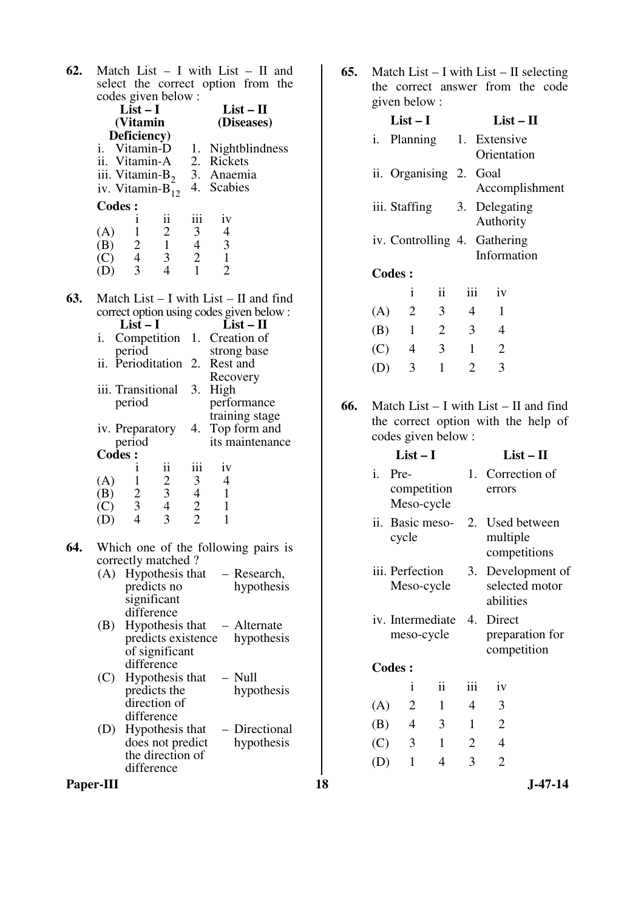**62.** Match List – I with List – II and select the correct option from the codes given below :

| List – I (Vitamin Deficiency) | List – II (Diseases) |
|---|---|
| i. Vitamin-D | 1. Nightblindness |
| ii. Vitamin-A | 2. Rickets |
| iii. Vitamin-$B_2$ | 3. Anaemia |
| iv. Vitamin-$B_{12}$ | 4. Scabies |

**Codes :**

| | i | ii | iii | iv |
|---|---|---|---|---|
| (A) | 1 | 2 | 3 | 4 |
| (B) | 2 | 1 | 4 | 3 |
| (C) | 4 | 3 | 2 | 1 |
| (D) | 3 | 4 | 1 | 2 |

**63.** Match List – I with List – II and find correct option using codes given below :

| List – I | List – II |
|---|---|
| i. Competition period | 1. Creation of strong base |
| ii. Perioditation | 2. Rest and Recovery |
| iii. Transitional period | 3. High performance training stage |
| iv. Preparatory period | 4. Top form and its maintenance |

**Codes :**

| | i | ii | iii | iv |
|---|---|---|---|---|
| (A) | 1 | 2 | 3 | 4 |
| (B) | 2 | 3 | 4 | 1 |
| (C) | 3 | 4 | 2 | 1 |
| (D) | 4 | 3 | 2 | 1 |

**64.** Which one of the following pairs is correctly matched ?

(A) Hypothesis that predicts no significant difference – Research, hypothesis

(B) Hypothesis that predicts existence of significant difference – Alternate hypothesis

(C) Hypothesis that predicts the direction of difference – Null hypothesis

(D) Hypothesis that does not predict the direction of difference – Directional hypothesis

**65.** Match List – I with List – II selecting the correct answer from the code given below :

| List – I | List – II |
|---|---|
| i. Planning | 1. Extensive Orientation |
| ii. Organising | 2. Goal Accomplishment |
| iii. Staffing | 3. Delegating Authority |
| iv. Controlling | 4. Gathering Information |

**Codes :**

| | i | ii | iii | iv |
|---|---|---|---|---|
| (A) | 2 | 3 | 4 | 1 |
| (B) | 1 | 2 | 3 | 4 |
| (C) | 4 | 3 | 1 | 2 |
| (D) | 3 | 1 | 2 | 3 |

**66.** Match List – I with List – II and find the correct option with the help of codes given below :

| List – I | List – II |
|---|---|
| i. Pre-competition Meso-cycle | 1. Correction of errors |
| ii. Basic meso-cycle | 2. Used between multiple competitions |
| iii. Perfection Meso-cycle | 3. Development of selected motor abilities |
| iv. Intermediate meso-cycle | 4. Direct preparation for competition |

**Codes :**

| | i | ii | iii | iv |
|---|---|---|---|---|
| (A) | 2 | 1 | 4 | 3 |
| (B) | 4 | 3 | 1 | 2 |
| (C) | 3 | 1 | 2 | 4 |
| (D) | 1 | 4 | 3 | 2 |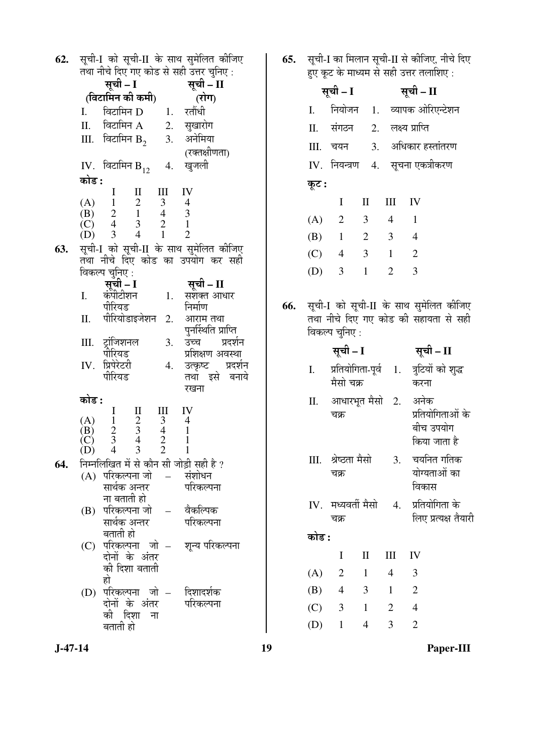**62.** सूची-I को सूची-II के साथ सुमेलित कीजिए तथा नीचे दिए गए कोड से सही उत्तर चुनिए :

| सूची – I (विटामिन की कमी) | सूची – II (रोग) |
|---|---|
| I. विटामिन D | 1. रतौंधी |
| II. विटामिन A | 2. सुखारोग |
| III. विटामिन $B_2$ | 3. अनेमिया (रक्तक्षीणता) |
| IV. विटामिन $B_{12}$ | 4. खुजली |

**कोड :**

| | I | II | III | IV |
|---|---|---|---|---|
| (A) | 1 | 2 | 3 | 4 |
| (B) | 2 | 1 | 4 | 3 |
| (C) | 4 | 3 | 2 | 1 |
| (D) | 3 | 4 | 1 | 2 |

**63.** सूची-I को सूची-II के साथ सुमेलित कीजिए तथा नीचे दिए कोड का उपयोग कर सही विकल्प चुनिए :

| सूची – I | सूची – II |
|---|---|
| I. कंपीटीशन पीरियड | 1. सशक्त आधार निर्माण |
| II. पीरियोडाइजेशन | 2. आराम तथा पुनर्स्थिति प्राप्ति |
| III. ट्रांजिशनल पीरियड | 3. उच्च प्रदर्शन प्रशिक्षण अवस्था |
| IV. प्रिपेरेटरी पीरियड | 4. उत्कृष्ट प्रदर्शन तथा इसे बनाये रखना |

**कोड :**

| | I | II | III | IV |
|---|---|---|---|---|
| (A) | 1 | 2 | 3 | 4 |
| (B) | 2 | 3 | 4 | 1 |
| (C) | 3 | 4 | 2 | 1 |
| (D) | 4 | 3 | 2 | 1 |

**64.** निम्नलिखित में से कौन सी जोड़ी सही है ?

(A) परिकल्पना जो सार्थक अन्तर ना बताती हो – संशोधन परिकल्पना

(B) परिकल्पना जो सार्थक अन्तर बताती हो – वैकल्पिक परिकल्पना

(C) परिकल्पना जो दोनों के अंतर की दिशा बताती हो – शून्य परिकल्पना

(D) परिकल्पना जो दोनों के अंतर की दिशा ना बताती हो – दिशादर्शक परिकल्पना

**65.** सूची-I का मिलान सूची-II से कीजिए, नीचे दिए हुए कूट के माध्यम से सही उत्तर तलाशिए :

| सूची – I | सूची – II |
|---|---|
| I. नियोजन | 1. व्यापक ओरिएन्टेशन |
| II. संगठन | 2. लक्ष्य प्राप्ति |
| III. चयन | 3. अधिकार हस्तांतरण |
| IV. नियन्त्रण | 4. सूचना एकत्रीकरण |

**कूट :**

| | I | II | III | IV |
|---|---|---|---|---|
| (A) | 2 | 3 | 4 | 1 |
| (B) | 1 | 2 | 3 | 4 |
| (C) | 4 | 3 | 1 | 2 |
| (D) | 3 | 1 | 2 | 3 |

**66.** सूची-I को सूची-II के साथ सुमेलित कीजिए तथा नीचे दिए गए कोड की सहायता से सही विकल्प चुनिए :

| सूची – I | सूची – II |
|---|---|
| I. प्रतियोगिता-पूर्व मैसो चक्र | 1. त्रुटियों को शुद्ध करना |
| II. आधारभूत मैसो चक्र | 2. अनेक प्रतियोगिताओं के बीच उपयोग किया जाता है |
| III. श्रेष्ठता मैसो चक्र | 3. चयनित गतिक योग्यताओं का विकास |
| IV. मध्यवर्ती मैसो चक्र | 4. प्रतियोगिता के लिए प्रत्यक्ष तैयारी |

**कोड :**

| | I | II | III | IV |
|---|---|---|---|---|
| (A) | 2 | 1 | 4 | 3 |
| (B) | 4 | 3 | 1 | 2 |
| (C) | 3 | 1 | 2 | 4 |
| (D) | 1 | 4 | 3 | 2 |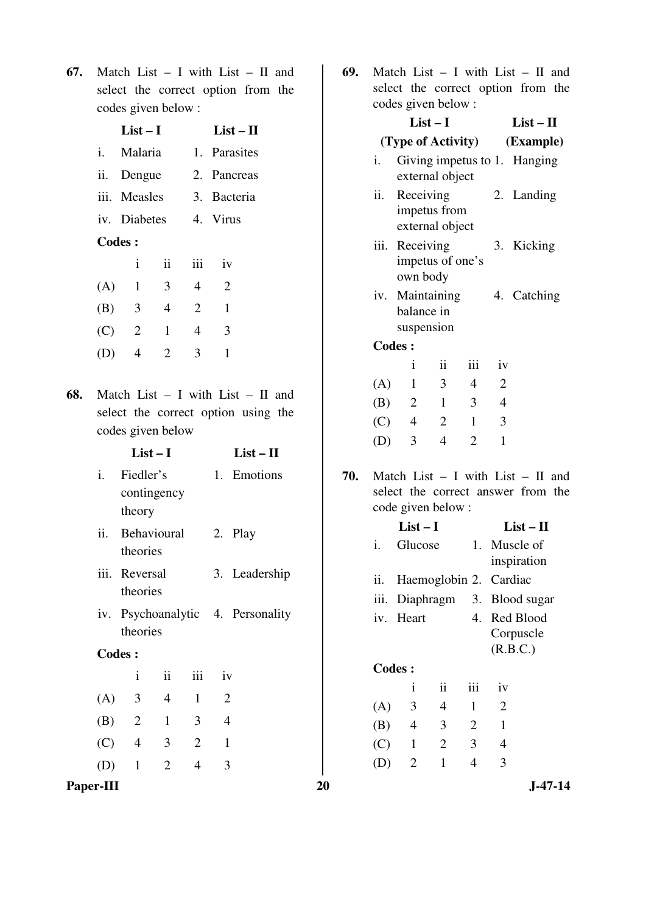67. Match List – I with List – II and select the correct option from the codes given below :

| | List – I | | List – II |
|---|---|---|---|
| i. | Malaria | 1. | Parasites |
| ii. | Dengue | 2. | Pancreas |
| iii. | Measles | 3. | Bacteria |
| iv. | Diabetes | 4. | Virus |

**Codes :**

| | i | ii | iii | iv |
|---|---|---|---|---|
| (A) | 1 | 3 | 4 | 2 |
| (B) | 3 | 4 | 2 | 1 |
| (C) | 2 | 1 | 4 | 3 |
| (D) | 4 | 2 | 3 | 1 |

68. Match List – I with List – II and select the correct option using the codes given below

| | List – I | | List – II |
|---|---|---|---|
| i. | Fiedler's contingency theory | 1. | Emotions |
| ii. | Behavioural theories | 2. | Play |
| iii. | Reversal theories | 3. | Leadership |
| iv. | Psychoanalytic theories | 4. | Personality |

**Codes :**

| | i | ii | iii | iv |
|---|---|---|---|---|
| (A) | 3 | 4 | 1 | 2 |
| (B) | 2 | 1 | 3 | 4 |
| (C) | 4 | 3 | 2 | 1 |
| (D) | 1 | 2 | 4 | 3 |

69. Match List – I with List – II and select the correct option from the codes given below :

| | List – I (Type of Activity) | | List – II (Example) |
|---|---|---|---|
| i. | Giving impetus to external object | 1. | Hanging |
| ii. | Receiving impetus from external object | 2. | Landing |
| iii. | Receiving impetus of one's own body | 3. | Kicking |
| iv. | Maintaining balance in suspension | 4. | Catching |

**Codes :**

| | i | ii | iii | iv |
|---|---|---|---|---|
| (A) | 1 | 3 | 4 | 2 |
| (B) | 2 | 1 | 3 | 4 |
| (C) | 4 | 2 | 1 | 3 |
| (D) | 3 | 4 | 2 | 1 |

70. Match List – I with List – II and select the correct answer from the code given below :

| | List – I | | List – II |
|---|---|---|---|
| i. | Glucose | 1. | Muscle of inspiration |
| ii. | Haemoglobin | 2. | Cardiac |
| iii. | Diaphragm | 3. | Blood sugar |
| iv. | Heart | 4. | Red Blood Corpuscle (R.B.C.) |

**Codes :**

| | i | ii | iii | iv |
|---|---|---|---|---|
| (A) | 3 | 4 | 1 | 2 |
| (B) | 4 | 3 | 2 | 1 |
| (C) | 1 | 2 | 3 | 4 |
| (D) | 2 | 1 | 4 | 3 |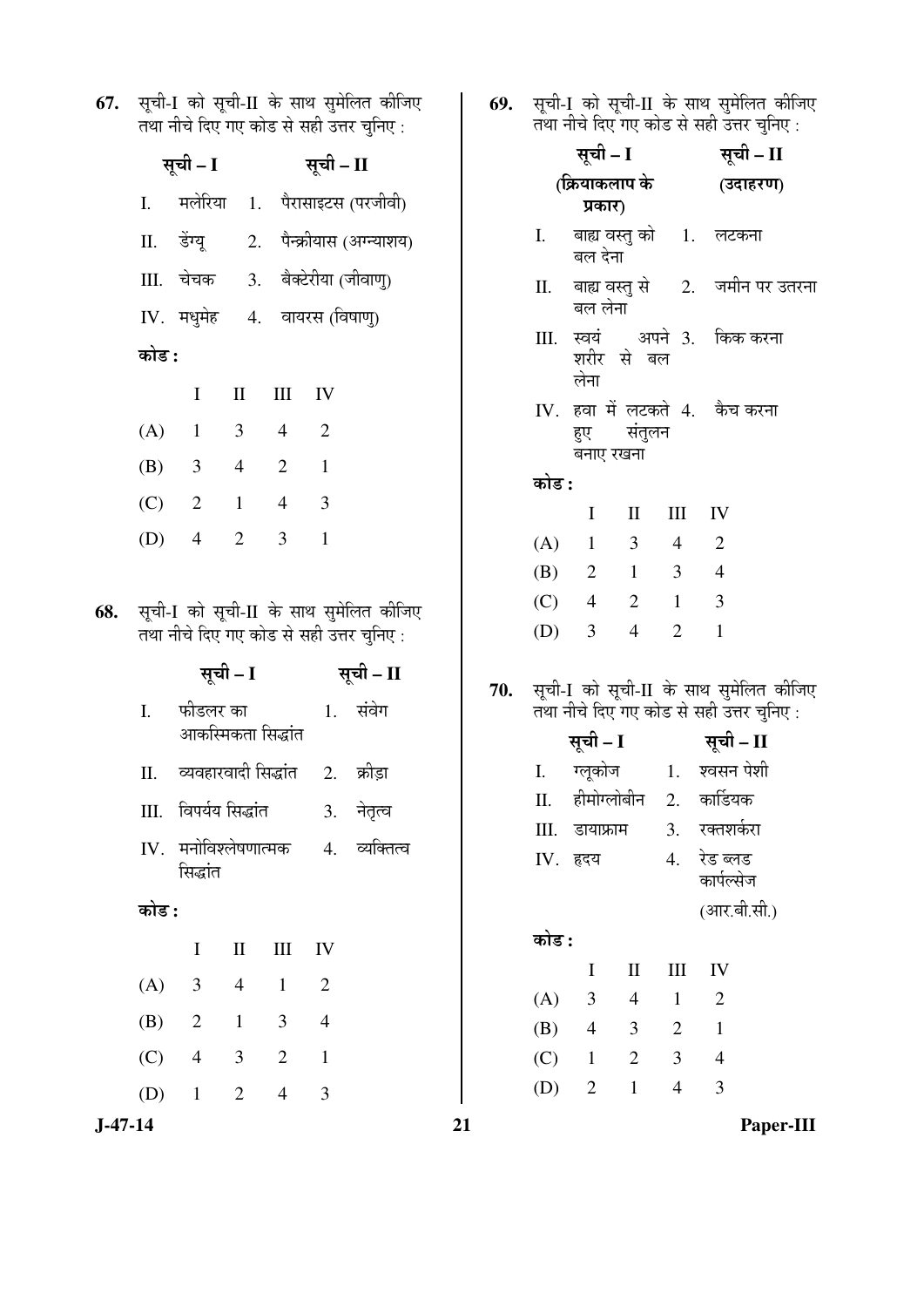67. सूची-I को सूची-II के साथ सुमेलित कीजिए तथा नीचे दिए गए कोड से सही उत्तर चुनिए :

| सूची – I | सूची – II |
|---|---|
| I. मलेरिया | 1. पैरासाइटस (परजीवी) |
| II. डेंग्यू | 2. पैन्क्रीयास (अग्न्याशय) |
| III. चेचक | 3. बैक्टेरीया (जीवाणु) |
| IV. मधुमेह | 4. वायरस (विषाणु) |

**कोड :**

| | I | II | III | IV |
|---|---|---|---|---|
| (A) | 1 | 3 | 4 | 2 |
| (B) | 3 | 4 | 2 | 1 |
| (C) | 2 | 1 | 4 | 3 |
| (D) | 4 | 2 | 3 | 1 |

68. सूची-I को सूची-II के साथ सुमेलित कीजिए तथा नीचे दिए गए कोड से सही उत्तर चुनिए :

| सूची – I | सूची – II |
|---|---|
| I. फीडलर का आकस्मिकता सिद्धांत | 1. संवेग |
| II. व्यवहारवादी सिद्धांत | 2. क्रीड़ा |
| III. विपर्यय सिद्धांत | 3. नेतृत्व |
| IV. मनोविश्लेषणात्मक सिद्धांत | 4. व्यक्तित्व |

**कोड :**

| | I | II | III | IV |
|---|---|---|---|---|
| (A) | 3 | 4 | 1 | 2 |
| (B) | 2 | 1 | 3 | 4 |
| (C) | 4 | 3 | 2 | 1 |
| (D) | 1 | 2 | 4 | 3 |

69. सूची-I को सूची-II के साथ सुमेलित कीजिए तथा नीचे दिए गए कोड से सही उत्तर चुनिए :

| सूची – I (क्रियाकलाप के प्रकार) | सूची – II (उदाहरण) |
|---|---|
| I. बाह्य वस्तु को बल देना | 1. लटकना |
| II. बाह्य वस्तु से बल लेना | 2. जमीन पर उतरना |
| III. स्वयं अपने शरीर से बल लेना | 3. किक करना |
| IV. हवा में लटकते हुए संतुलन बनाए रखना | 4. कैच करना |

**कोड :**

| | I | II | III | IV |
|---|---|---|---|---|
| (A) | 1 | 3 | 4 | 2 |
| (B) | 2 | 1 | 3 | 4 |
| (C) | 4 | 2 | 1 | 3 |
| (D) | 3 | 4 | 2 | 1 |

70. सूची-I को सूची-II के साथ सुमेलित कीजिए तथा नीचे दिए गए कोड से सही उत्तर चुनिए :

| सूची – I | सूची – II |
|---|---|
| I. ग्लूकोज | 1. श्वसन पेशी |
| II. हीमोग्लोबीन | 2. कार्डियक |
| III. डायाफ्राम | 3. रक्तशर्करा |
| IV. हृदय | 4. रेड ब्लड कार्पल्सेज (आर.बी.सी.) |

**कोड :**

| | I | II | III | IV |
|---|---|---|---|---|
| (A) | 3 | 4 | 1 | 2 |
| (B) | 4 | 3 | 2 | 1 |
| (C) | 1 | 2 | 3 | 4 |
| (D) | 2 | 1 | 4 | 3 |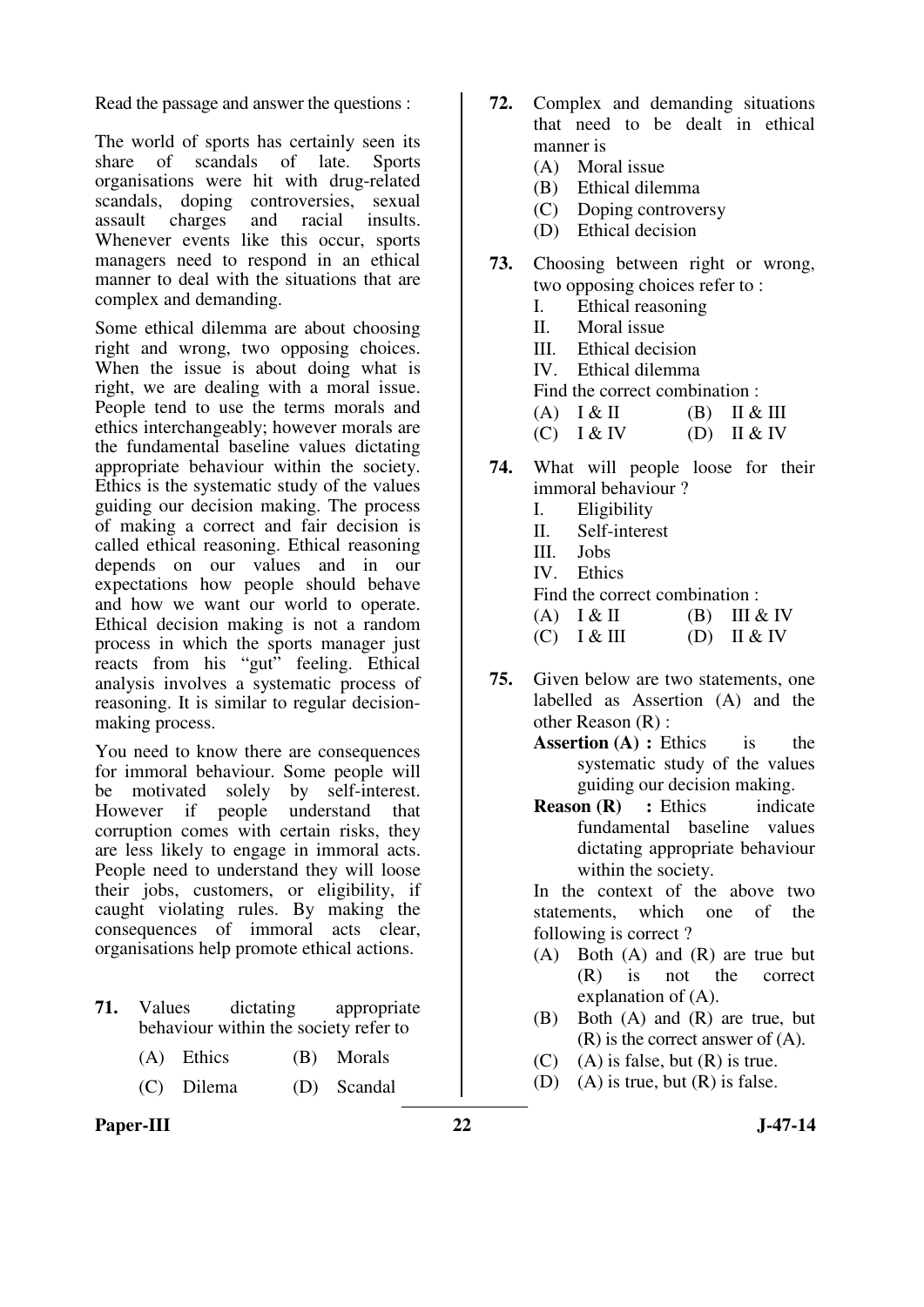Read the passage and answer the questions :

The world of sports has certainly seen its share of scandals of late. Sports organisations were hit with drug-related scandals, doping controversies, sexual assault charges and racial insults. Whenever events like this occur, sports managers need to respond in an ethical manner to deal with the situations that are complex and demanding.

Some ethical dilemma are about choosing right and wrong, two opposing choices. When the issue is about doing what is right, we are dealing with a moral issue. People tend to use the terms morals and ethics interchangeably; however morals are the fundamental baseline values dictating appropriate behaviour within the society. Ethics is the systematic study of the values guiding our decision making. The process of making a correct and fair decision is called ethical reasoning. Ethical reasoning depends on our values and in our expectations how people should behave and how we want our world to operate. Ethical decision making is not a random process in which the sports manager just reacts from his "gut" feeling. Ethical analysis involves a systematic process of reasoning. It is similar to regular decision-making process.

You need to know there are consequences for immoral behaviour. Some people will be motivated solely by self-interest. However if people understand that corruption comes with certain risks, they are less likely to engage in immoral acts. People need to understand they will loose their jobs, customers, or eligibility, if caught violating rules. By making the consequences of immoral acts clear, organisations help promote ethical actions.

**71.** Values dictating appropriate behaviour within the society refer to

(A) Ethics (B) Morals

(C) Dilema (D) Scandal

**72.** Complex and demanding situations that need to be dealt in ethical manner is

(A) Moral issue

(B) Ethical dilemma

(C) Doping controversy

(D) Ethical decision

**73.** Choosing between right or wrong, two opposing choices refer to :

I. Ethical reasoning

II. Moral issue

III. Ethical decision

IV. Ethical dilemma

Find the correct combination :

(A) I & II (B) II & III

(C) I & IV (D) II & IV

**74.** What will people loose for their immoral behaviour ?

I. Eligibility

II. Self-interest

III. Jobs

IV. Ethics

Find the correct combination :

(A) I & II (B) III & IV

(C) I & III (D) II & IV

**75.** Given below are two statements, one labelled as Assertion (A) and the other Reason (R) :

**Assertion (A) :** Ethics is the systematic study of the values guiding our decision making.

**Reason (R) :** Ethics indicate fundamental baseline values dictating appropriate behaviour within the society.

In the context of the above two statements, which one of the following is correct ?

(A) Both (A) and (R) are true but (R) is not the correct explanation of (A).

(B) Both (A) and (R) are true, but (R) is the correct answer of (A).

(C) (A) is false, but (R) is true.

(D) (A) is true, but (R) is false.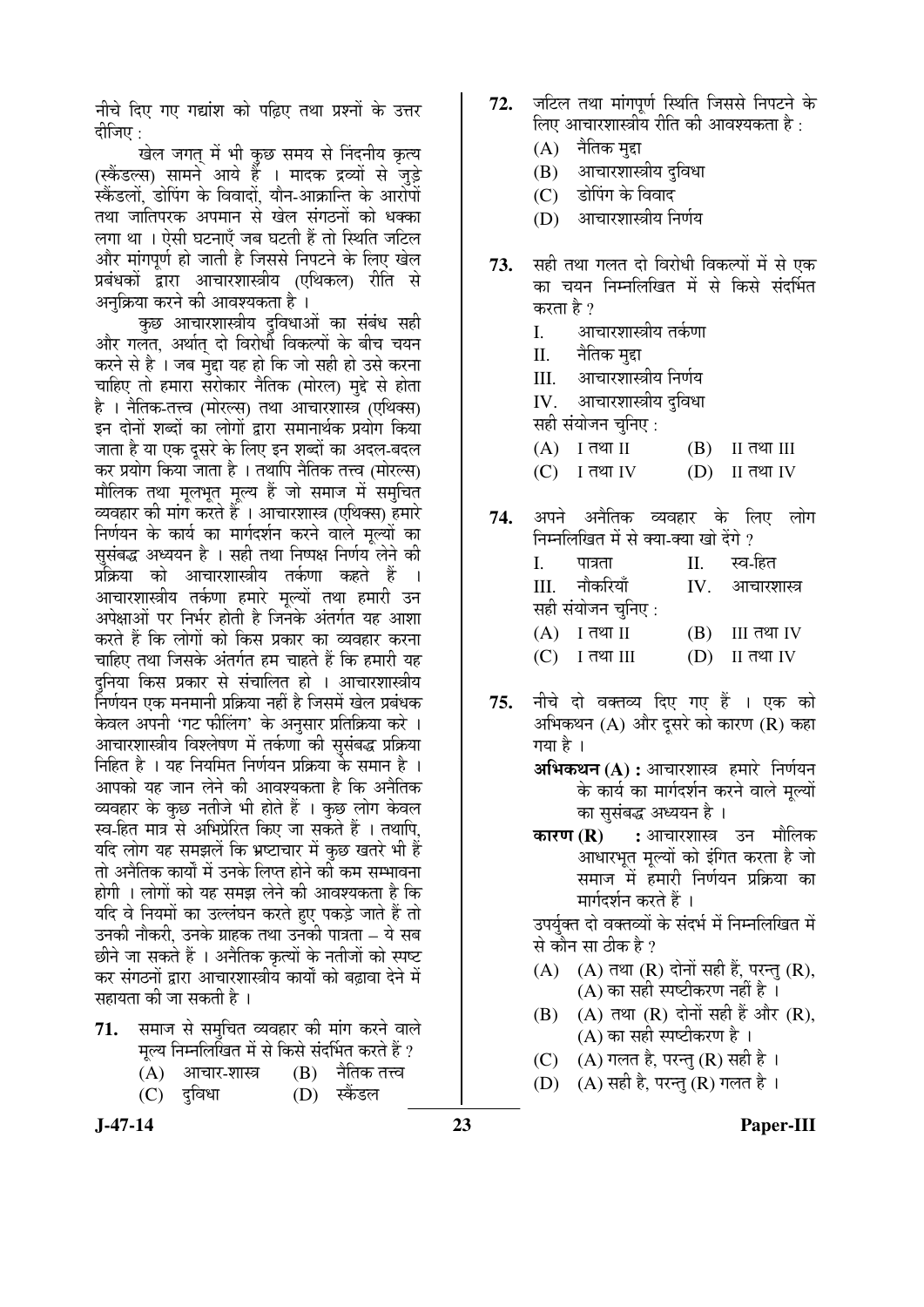नीचे दिए गए गद्यांश को पढ़िए तथा प्रश्नों के उत्तर दीजिए :

खेल जगत् में भी कुछ समय से निंदनीय कृत्य (स्कैंडल्स) सामने आये हैं । मादक द्रव्यों से जुड़े स्कैंडलों, डोपिंग के विवादों, यौन-आक्रान्ति के आरोपों तथा जातिपरक अपमान से खेल संगठनों को धक्का लगा था । ऐसी घटनाएँ जब घटती हैं तो स्थिति जटिल और मांगपूर्ण हो जाती है जिससे निपटने के लिए खेल प्रबंधकों द्वारा आचारशास्त्रीय (एथिकल) रीति से अनुक्रिया करने की आवश्यकता है ।

कुछ आचारशास्त्रीय दुविधाओं का संबंध सही और गलत, अर्थात् दो विरोधी विकल्पों के बीच चयन करने से है । जब मुद्दा यह हो कि जो सही हो उसे करना चाहिए तो हमारा सरोकार नैतिक (मोरल) मुद्दे से होता है । नैतिक-तत्त्व (मोरल्स) तथा आचारशास्त्र (एथिक्स) इन दोनों शब्दों का लोगों द्वारा समानार्थक प्रयोग किया जाता है या एक दूसरे के लिए इन शब्दों का अदल-बदल कर प्रयोग किया जाता है । तथापि नैतिक तत्त्व (मोरल्स) मौलिक तथा मूलभूत मूल्य हैं जो समाज में समुचित व्यवहार की मांग करते हैं । आचारशास्त्र (एथिक्स) हमारे निर्णयन के कार्य का मार्गदर्शन करने वाले मूल्यों का सुसंबद्ध अध्ययन है । सही तथा निष्पक्ष निर्णय लेने की प्रक्रिया को आचारशास्त्रीय तर्कणा कहते हैं । आचारशास्त्रीय तर्कणा हमारे मूल्यों तथा हमारी उन अपेक्षाओं पर निर्भर होती है जिनके अंतर्गत यह आशा करते हैं कि लोगों को किस प्रकार का व्यवहार करना चाहिए तथा जिसके अंतर्गत हम चाहते हैं कि हमारी यह दुनिया किस प्रकार से संचालित हो । आचारशास्त्रीय निर्णयन एक मनमानी प्रक्रिया नहीं है जिसमें खेल प्रबंधक केवल अपनी 'गट फीलिंग' के अनुसार प्रतिक्रिया करे । आचारशास्त्रीय विश्लेषण में तर्कणा की सुसंबद्ध प्रक्रिया निहित है । यह नियमित निर्णयन प्रक्रिया के समान है । आपको यह जान लेने की आवश्यकता है कि अनैतिक व्यवहार के कुछ नतीजे भी होते हैं । कुछ लोग केवल स्व-हित मात्र से अभिप्रेरित किए जा सकते हैं । तथापि, यदि लोग यह समझलें कि भ्रष्टाचार में कुछ खतरे भी हैं तो अनैतिक कार्यों में उनके लिप्त होने की कम सम्भावना होगी । लोगों को यह समझ लेने की आवश्यकता है कि यदि वे नियमों का उल्लंघन करते हुए पकड़े जाते हैं तो उनकी नौकरी, उनके ग्राहक तथा उनकी पात्रता – ये सब छीने जा सकते हैं । अनैतिक कृत्यों के नतीजों को स्पष्ट कर संगठनों द्वारा आचारशास्त्रीय कार्यों को बढ़ावा देने में सहायता की जा सकती है ।

**71.** समाज से समुचित व्यवहार की मांग करने वाले मूल्य निम्नलिखित में से किसे संदर्भित करते हैं ?

(A) आचार-शास्त्र
(B) नैतिक तत्त्व
(C) दुविधा
(D) स्कैंडल

**72.** जटिल तथा मांगपूर्ण स्थिति जिससे निपटने के लिए आचारशास्त्रीय रीति की आवश्यकता है :

(A) नैतिक मुद्दा
(B) आचारशास्त्रीय दुविधा
(C) डोपिंग के विवाद
(D) आचारशास्त्रीय निर्णय

**73.** सही तथा गलत दो विरोधी विकल्पों में से एक का चयन निम्नलिखित में से किसे संदर्भित करता है ?

I. आचारशास्त्रीय तर्कणा
II. नैतिक मुद्दा
III. आचारशास्त्रीय निर्णय
IV. आचारशास्त्रीय दुविधा

सही संयोजन चुनिए :

(A) I तथा II
(B) II तथा III
(C) I तथा IV
(D) II तथा IV

**74.** अपने अनैतिक व्यवहार के लिए लोग निम्नलिखित में से क्या-क्या खो देंगे ?

I. पात्रता
II. स्व-हित
III. नौकरियाँ
IV. आचारशास्त्र

सही संयोजन चुनिए :

(A) I तथा II
(B) III तथा IV
(C) I तथा III
(D) II तथा IV

**75.** नीचे दो वक्तव्य दिए गए हैं । एक को अभिकथन (A) और दूसरे को कारण (R) कहा गया है ।

**अभिकथन (A) :** आचारशास्त्र हमारे निर्णयन के कार्य का मार्गदर्शन करने वाले मूल्यों का सुसंबद्ध अध्ययन है ।

**कारण (R) :** आचारशास्त्र उन मौलिक आधारभूत मूल्यों को इंगित करता है जो समाज में हमारी निर्णयन प्रक्रिया का मार्गदर्शन करते हैं ।

उपर्युक्त दो वक्तव्यों के संदर्भ में निम्नलिखित में से कौन सा ठीक है ?

(A) (A) तथा (R) दोनों सही हैं, परन्तु (R), (A) का सही स्पष्टीकरण नहीं है ।
(B) (A) तथा (R) दोनों सही हैं और (R), (A) का सही स्पष्टीकरण है ।
(C) (A) गलत है, परन्तु (R) सही है ।
(D) (A) सही है, परन्तु (R) गलत है ।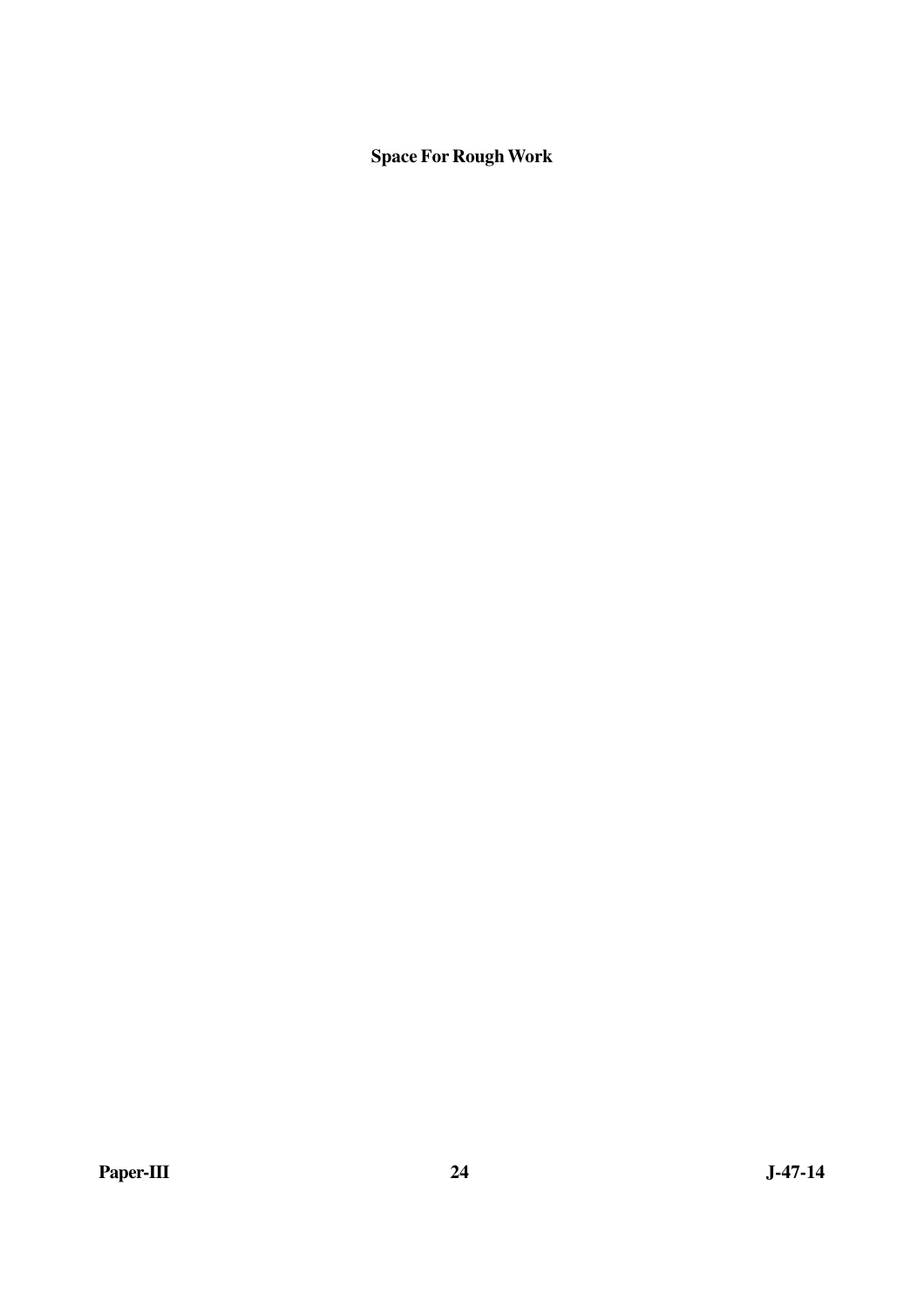**Space For Rough Work**